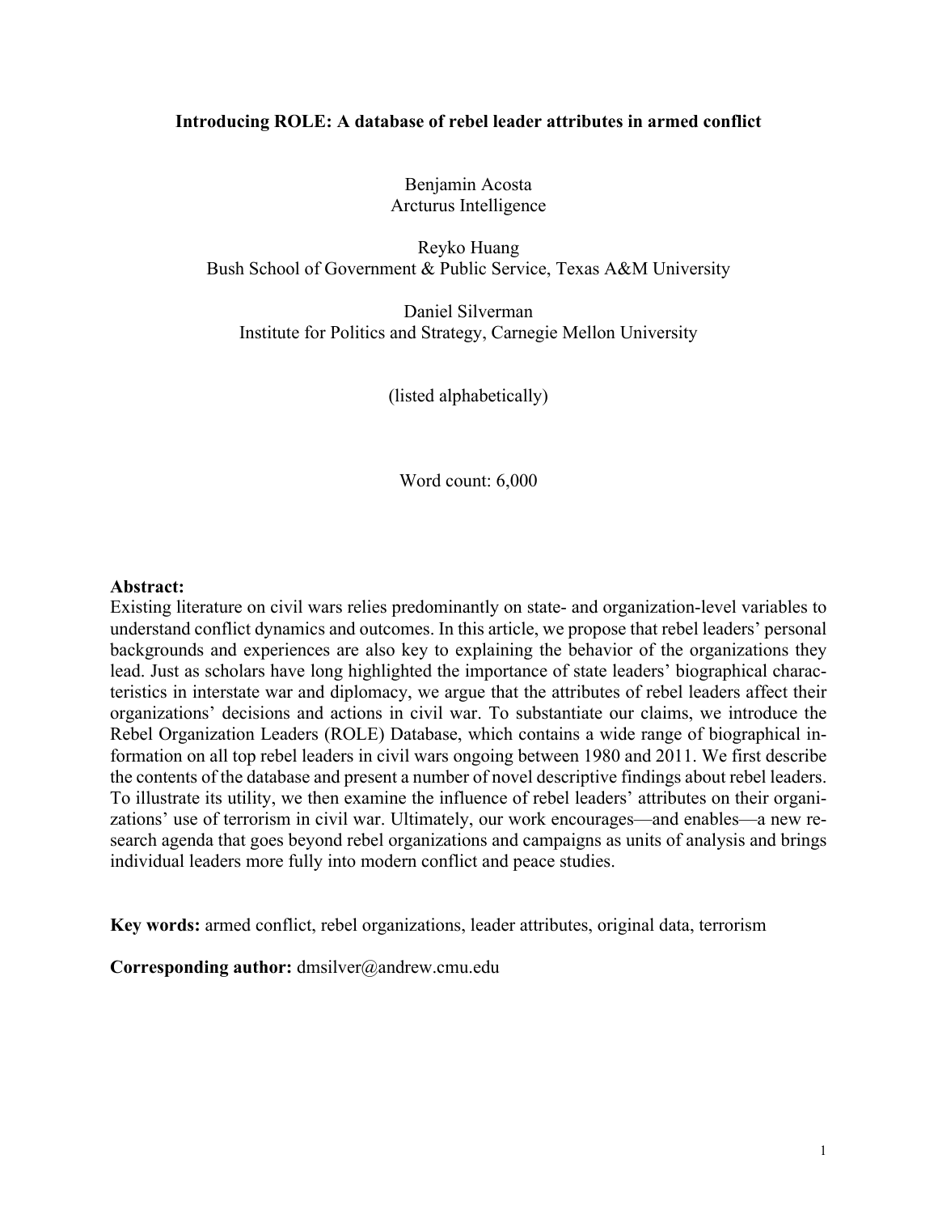**Introducing ROLE: A database of rebel leader attributes in armed conflict**

Benjamin Acosta
Arcturus Intelligence

Reyko Huang
Bush School of Government & Public Service, Texas A&M University

Daniel Silverman
Institute for Politics and Strategy, Carnegie Mellon University

(listed alphabetically)

Word count: 6,000

**Abstract:**
Existing literature on civil wars relies predominantly on state- and organization-level variables to understand conflict dynamics and outcomes. In this article, we propose that rebel leaders' personal backgrounds and experiences are also key to explaining the behavior of the organizations they lead. Just as scholars have long highlighted the importance of state leaders' biographical characteristics in interstate war and diplomacy, we argue that the attributes of rebel leaders affect their organizations' decisions and actions in civil war. To substantiate our claims, we introduce the Rebel Organization Leaders (ROLE) Database, which contains a wide range of biographical information on all top rebel leaders in civil wars ongoing between 1980 and 2011. We first describe the contents of the database and present a number of novel descriptive findings about rebel leaders. To illustrate its utility, we then examine the influence of rebel leaders' attributes on their organizations' use of terrorism in civil war. Ultimately, our work encourages—and enables—a new research agenda that goes beyond rebel organizations and campaigns as units of analysis and brings individual leaders more fully into modern conflict and peace studies.

**Key words:** armed conflict, rebel organizations, leader attributes, original data, terrorism

**Corresponding author:** dmsilver@andrew.cmu.edu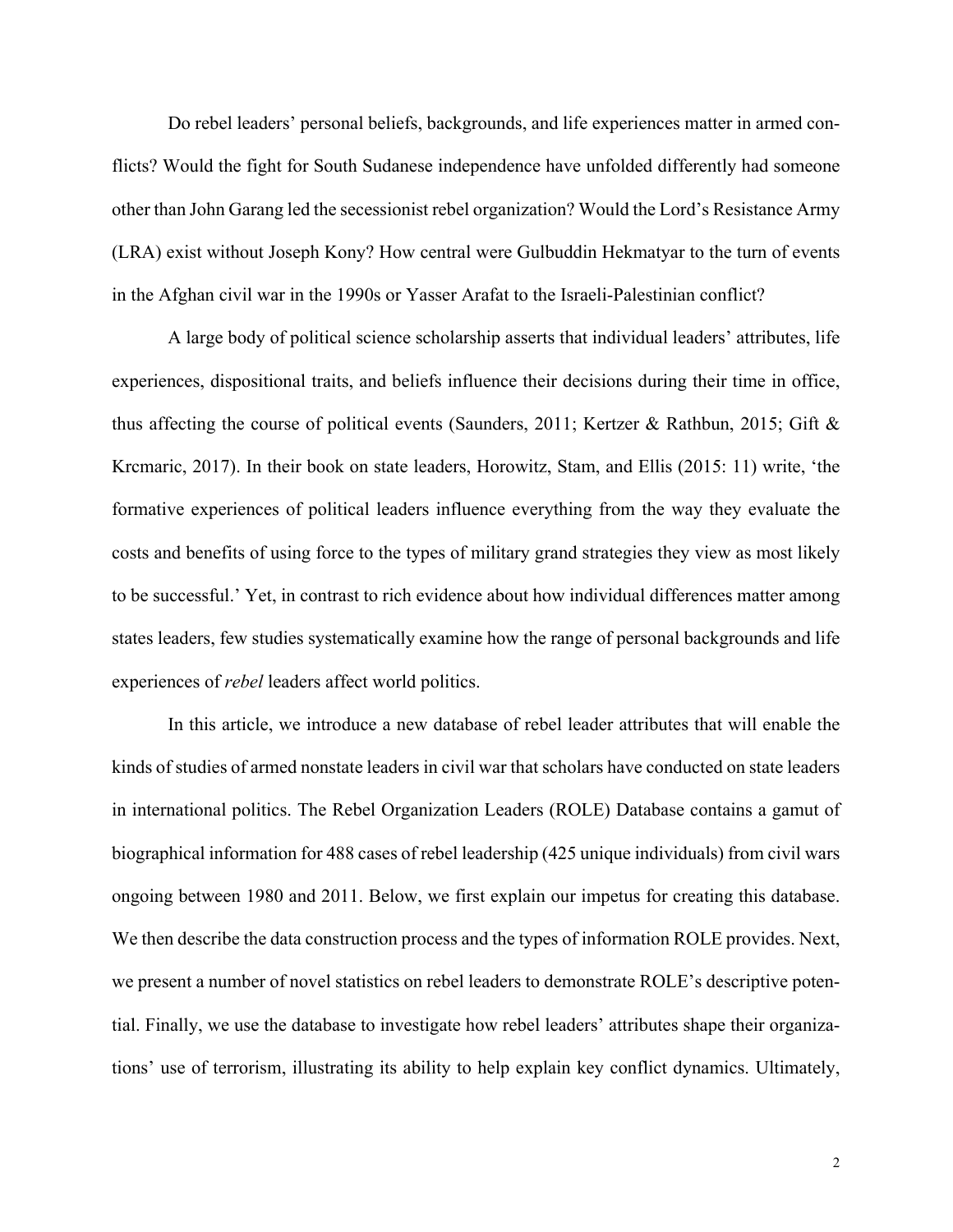Do rebel leaders' personal beliefs, backgrounds, and life experiences matter in armed conflicts? Would the fight for South Sudanese independence have unfolded differently had someone other than John Garang led the secessionist rebel organization? Would the Lord's Resistance Army (LRA) exist without Joseph Kony? How central were Gulbuddin Hekmatyar to the turn of events in the Afghan civil war in the 1990s or Yasser Arafat to the Israeli-Palestinian conflict?

A large body of political science scholarship asserts that individual leaders' attributes, life experiences, dispositional traits, and beliefs influence their decisions during their time in office, thus affecting the course of political events (Saunders, 2011; Kertzer & Rathbun, 2015; Gift & Krcmaric, 2017). In their book on state leaders, Horowitz, Stam, and Ellis (2015: 11) write, 'the formative experiences of political leaders influence everything from the way they evaluate the costs and benefits of using force to the types of military grand strategies they view as most likely to be successful.' Yet, in contrast to rich evidence about how individual differences matter among states leaders, few studies systematically examine how the range of personal backgrounds and life experiences of *rebel* leaders affect world politics.

In this article, we introduce a new database of rebel leader attributes that will enable the kinds of studies of armed nonstate leaders in civil war that scholars have conducted on state leaders in international politics. The Rebel Organization Leaders (ROLE) Database contains a gamut of biographical information for 488 cases of rebel leadership (425 unique individuals) from civil wars ongoing between 1980 and 2011. Below, we first explain our impetus for creating this database. We then describe the data construction process and the types of information ROLE provides. Next, we present a number of novel statistics on rebel leaders to demonstrate ROLE's descriptive potential. Finally, we use the database to investigate how rebel leaders' attributes shape their organizations' use of terrorism, illustrating its ability to help explain key conflict dynamics. Ultimately,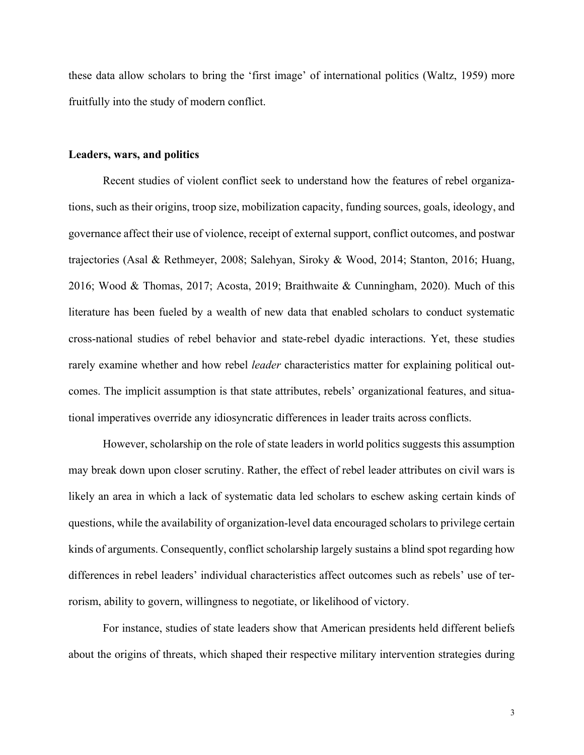these data allow scholars to bring the 'first image' of international politics (Waltz, 1959) more fruitfully into the study of modern conflict.

## Leaders, wars, and politics

Recent studies of violent conflict seek to understand how the features of rebel organizations, such as their origins, troop size, mobilization capacity, funding sources, goals, ideology, and governance affect their use of violence, receipt of external support, conflict outcomes, and postwar trajectories (Asal & Rethmeyer, 2008; Salehyan, Siroky & Wood, 2014; Stanton, 2016; Huang, 2016; Wood & Thomas, 2017; Acosta, 2019; Braithwaite & Cunningham, 2020). Much of this literature has been fueled by a wealth of new data that enabled scholars to conduct systematic cross-national studies of rebel behavior and state-rebel dyadic interactions. Yet, these studies rarely examine whether and how rebel *leader* characteristics matter for explaining political outcomes. The implicit assumption is that state attributes, rebels' organizational features, and situational imperatives override any idiosyncratic differences in leader traits across conflicts.

However, scholarship on the role of state leaders in world politics suggests this assumption may break down upon closer scrutiny. Rather, the effect of rebel leader attributes on civil wars is likely an area in which a lack of systematic data led scholars to eschew asking certain kinds of questions, while the availability of organization-level data encouraged scholars to privilege certain kinds of arguments. Consequently, conflict scholarship largely sustains a blind spot regarding how differences in rebel leaders' individual characteristics affect outcomes such as rebels' use of terrorism, ability to govern, willingness to negotiate, or likelihood of victory.

For instance, studies of state leaders show that American presidents held different beliefs about the origins of threats, which shaped their respective military intervention strategies during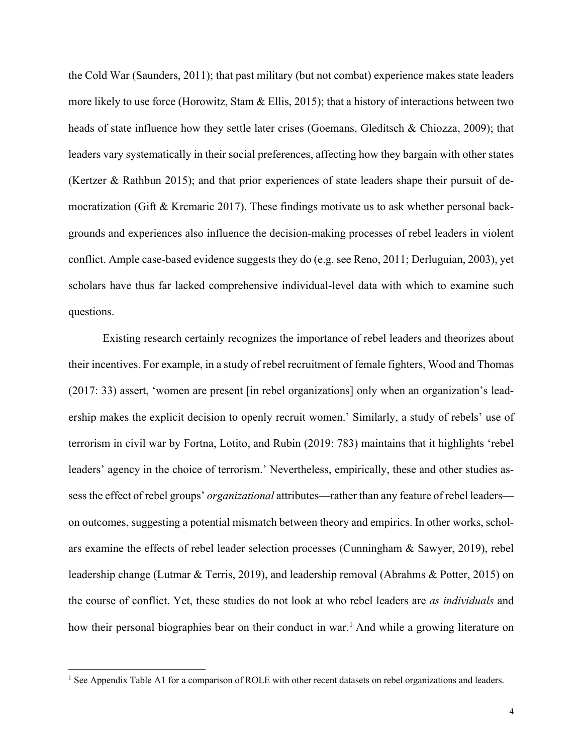the Cold War (Saunders, 2011); that past military (but not combat) experience makes state leaders more likely to use force (Horowitz, Stam & Ellis, 2015); that a history of interactions between two heads of state influence how they settle later crises (Goemans, Gleditsch & Chiozza, 2009); that leaders vary systematically in their social preferences, affecting how they bargain with other states (Kertzer & Rathbun 2015); and that prior experiences of state leaders shape their pursuit of democratization (Gift & Krcmaric 2017). These findings motivate us to ask whether personal backgrounds and experiences also influence the decision-making processes of rebel leaders in violent conflict. Ample case-based evidence suggests they do (e.g. see Reno, 2011; Derluguian, 2003), yet scholars have thus far lacked comprehensive individual-level data with which to examine such questions.

Existing research certainly recognizes the importance of rebel leaders and theorizes about their incentives. For example, in a study of rebel recruitment of female fighters, Wood and Thomas (2017: 33) assert, 'women are present [in rebel organizations] only when an organization's leadership makes the explicit decision to openly recruit women.' Similarly, a study of rebels' use of terrorism in civil war by Fortna, Lotito, and Rubin (2019: 783) maintains that it highlights 'rebel leaders' agency in the choice of terrorism.' Nevertheless, empirically, these and other studies assess the effect of rebel groups' *organizational* attributes—rather than any feature of rebel leaders—on outcomes, suggesting a potential mismatch between theory and empirics. In other works, scholars examine the effects of rebel leader selection processes (Cunningham & Sawyer, 2019), rebel leadership change (Lutmar & Terris, 2019), and leadership removal (Abrahms & Potter, 2015) on the course of conflict. Yet, these studies do not look at who rebel leaders are *as individuals* and how their personal biographies bear on their conduct in war.[1] And while a growing literature on

[1] See Appendix Table A1 for a comparison of ROLE with other recent datasets on rebel organizations and leaders.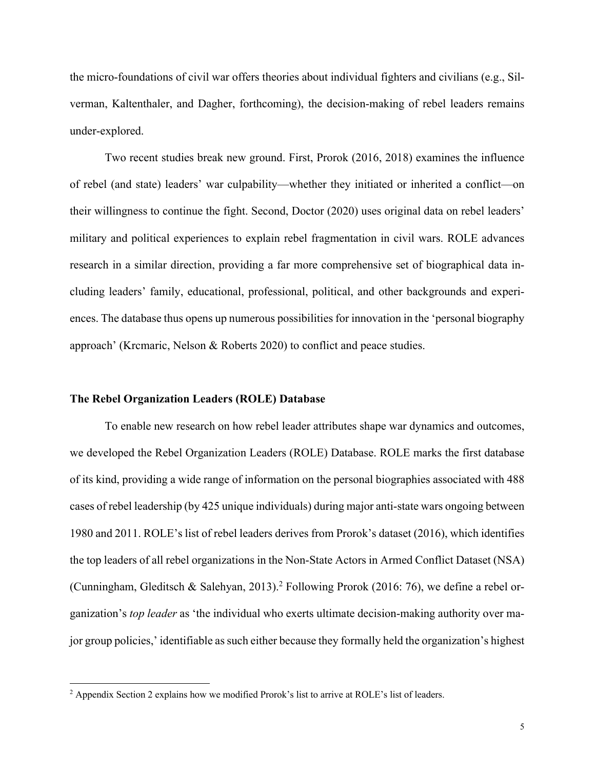the micro-foundations of civil war offers theories about individual fighters and civilians (e.g., Silverman, Kaltenthaler, and Dagher, forthcoming), the decision-making of rebel leaders remains under-explored.

Two recent studies break new ground. First, Prorok (2016, 2018) examines the influence of rebel (and state) leaders' war culpability—whether they initiated or inherited a conflict—on their willingness to continue the fight. Second, Doctor (2020) uses original data on rebel leaders' military and political experiences to explain rebel fragmentation in civil wars. ROLE advances research in a similar direction, providing a far more comprehensive set of biographical data including leaders' family, educational, professional, political, and other backgrounds and experiences. The database thus opens up numerous possibilities for innovation in the 'personal biography approach' (Krcmaric, Nelson & Roberts 2020) to conflict and peace studies.

## The Rebel Organization Leaders (ROLE) Database

To enable new research on how rebel leader attributes shape war dynamics and outcomes, we developed the Rebel Organization Leaders (ROLE) Database. ROLE marks the first database of its kind, providing a wide range of information on the personal biographies associated with 488 cases of rebel leadership (by 425 unique individuals) during major anti-state wars ongoing between 1980 and 2011. ROLE's list of rebel leaders derives from Prorok's dataset (2016), which identifies the top leaders of all rebel organizations in the Non-State Actors in Armed Conflict Dataset (NSA) (Cunningham, Gleditsch & Salehyan, 2013).[2] Following Prorok (2016: 76), we define a rebel organization's *top leader* as 'the individual who exerts ultimate decision-making authority over major group policies,' identifiable as such either because they formally held the organization's highest

[2] Appendix Section 2 explains how we modified Prorok's list to arrive at ROLE's list of leaders.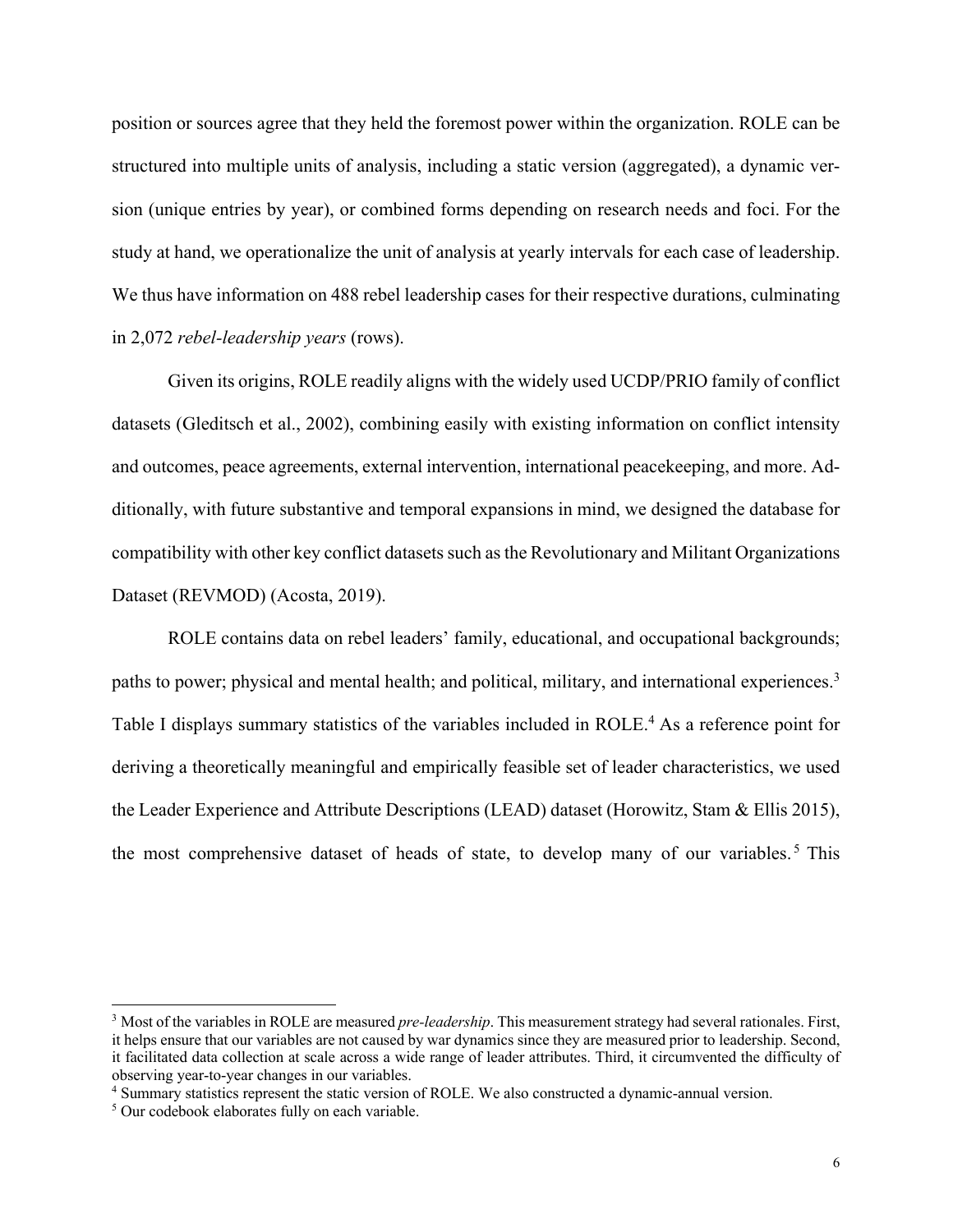position or sources agree that they held the foremost power within the organization. ROLE can be structured into multiple units of analysis, including a static version (aggregated), a dynamic version (unique entries by year), or combined forms depending on research needs and foci. For the study at hand, we operationalize the unit of analysis at yearly intervals for each case of leadership. We thus have information on 488 rebel leadership cases for their respective durations, culminating in 2,072 *rebel-leadership years* (rows).

Given its origins, ROLE readily aligns with the widely used UCDP/PRIO family of conflict datasets (Gleditsch et al., 2002), combining easily with existing information on conflict intensity and outcomes, peace agreements, external intervention, international peacekeeping, and more. Additionally, with future substantive and temporal expansions in mind, we designed the database for compatibility with other key conflict datasets such as the Revolutionary and Militant Organizations Dataset (REVMOD) (Acosta, 2019).

ROLE contains data on rebel leaders' family, educational, and occupational backgrounds; paths to power; physical and mental health; and political, military, and international experiences.[3] Table I displays summary statistics of the variables included in ROLE.[4] As a reference point for deriving a theoretically meaningful and empirically feasible set of leader characteristics, we used the Leader Experience and Attribute Descriptions (LEAD) dataset (Horowitz, Stam & Ellis 2015), the most comprehensive dataset of heads of state, to develop many of our variables.[5] This

---

[3] Most of the variables in ROLE are measured *pre-leadership*. This measurement strategy had several rationales. First, it helps ensure that our variables are not caused by war dynamics since they are measured prior to leadership. Second, it facilitated data collection at scale across a wide range of leader attributes. Third, it circumvented the difficulty of observing year-to-year changes in our variables.

[4] Summary statistics represent the static version of ROLE. We also constructed a dynamic-annual version.

[5] Our codebook elaborates fully on each variable.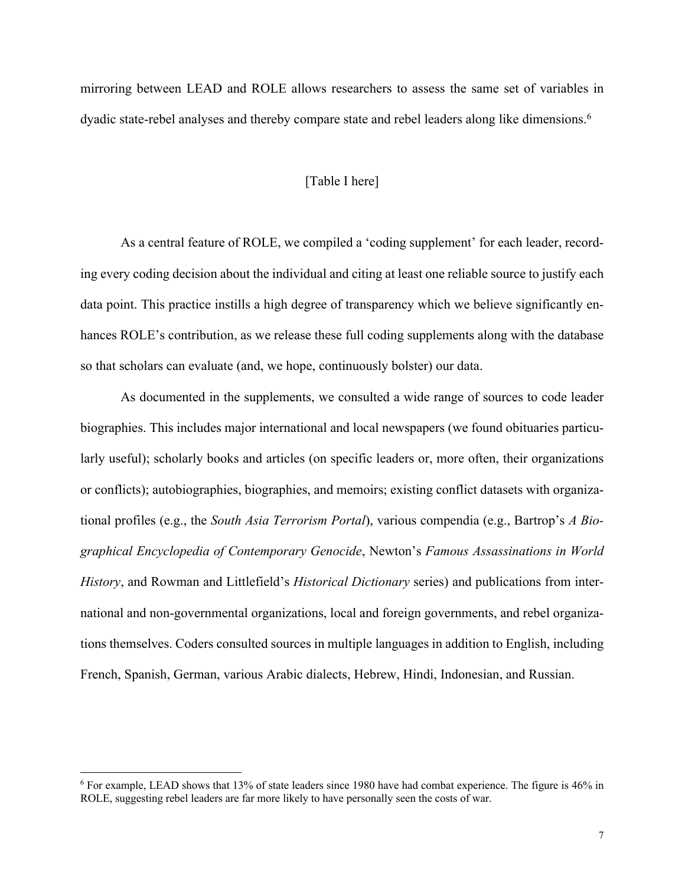mirroring between LEAD and ROLE allows researchers to assess the same set of variables in dyadic state-rebel analyses and thereby compare state and rebel leaders along like dimensions.[6]

[Table I here]

As a central feature of ROLE, we compiled a 'coding supplement' for each leader, recording every coding decision about the individual and citing at least one reliable source to justify each data point. This practice instills a high degree of transparency which we believe significantly enhances ROLE's contribution, as we release these full coding supplements along with the database so that scholars can evaluate (and, we hope, continuously bolster) our data.

As documented in the supplements, we consulted a wide range of sources to code leader biographies. This includes major international and local newspapers (we found obituaries particularly useful); scholarly books and articles (on specific leaders or, more often, their organizations or conflicts); autobiographies, biographies, and memoirs; existing conflict datasets with organizational profiles (e.g., the *South Asia Terrorism Portal*), various compendia (e.g., Bartrop's *A Biographical Encyclopedia of Contemporary Genocide*, Newton's *Famous Assassinations in World History*, and Rowman and Littlefield's *Historical Dictionary* series) and publications from international and non-governmental organizations, local and foreign governments, and rebel organizations themselves. Coders consulted sources in multiple languages in addition to English, including French, Spanish, German, various Arabic dialects, Hebrew, Hindi, Indonesian, and Russian.

[6] For example, LEAD shows that 13% of state leaders since 1980 have had combat experience. The figure is 46% in ROLE, suggesting rebel leaders are far more likely to have personally seen the costs of war.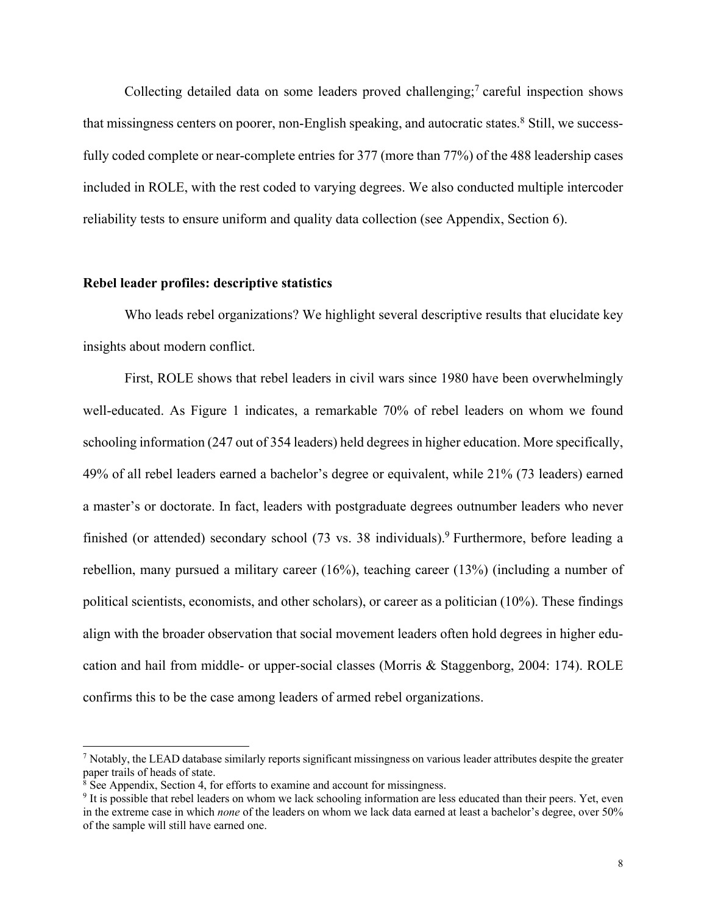Collecting detailed data on some leaders proved challenging;[7] careful inspection shows that missingness centers on poorer, non-English speaking, and autocratic states.[8] Still, we successfully coded complete or near-complete entries for 377 (more than 77%) of the 488 leadership cases included in ROLE, with the rest coded to varying degrees. We also conducted multiple intercoder reliability tests to ensure uniform and quality data collection (see Appendix, Section 6).

**Rebel leader profiles: descriptive statistics**

Who leads rebel organizations? We highlight several descriptive results that elucidate key insights about modern conflict.

First, ROLE shows that rebel leaders in civil wars since 1980 have been overwhelmingly well-educated. As Figure 1 indicates, a remarkable 70% of rebel leaders on whom we found schooling information (247 out of 354 leaders) held degrees in higher education. More specifically, 49% of all rebel leaders earned a bachelor's degree or equivalent, while 21% (73 leaders) earned a master's or doctorate. In fact, leaders with postgraduate degrees outnumber leaders who never finished (or attended) secondary school (73 vs. 38 individuals).[9] Furthermore, before leading a rebellion, many pursued a military career (16%), teaching career (13%) (including a number of political scientists, economists, and other scholars), or career as a politician (10%). These findings align with the broader observation that social movement leaders often hold degrees in higher education and hail from middle- or upper-social classes (Morris & Staggenborg, 2004: 174). ROLE confirms this to be the case among leaders of armed rebel organizations.

[7] Notably, the LEAD database similarly reports significant missingness on various leader attributes despite the greater paper trails of heads of state.

[8] See Appendix, Section 4, for efforts to examine and account for missingness.

[9] It is possible that rebel leaders on whom we lack schooling information are less educated than their peers. Yet, even in the extreme case in which *none* of the leaders on whom we lack data earned at least a bachelor's degree, over 50% of the sample will still have earned one.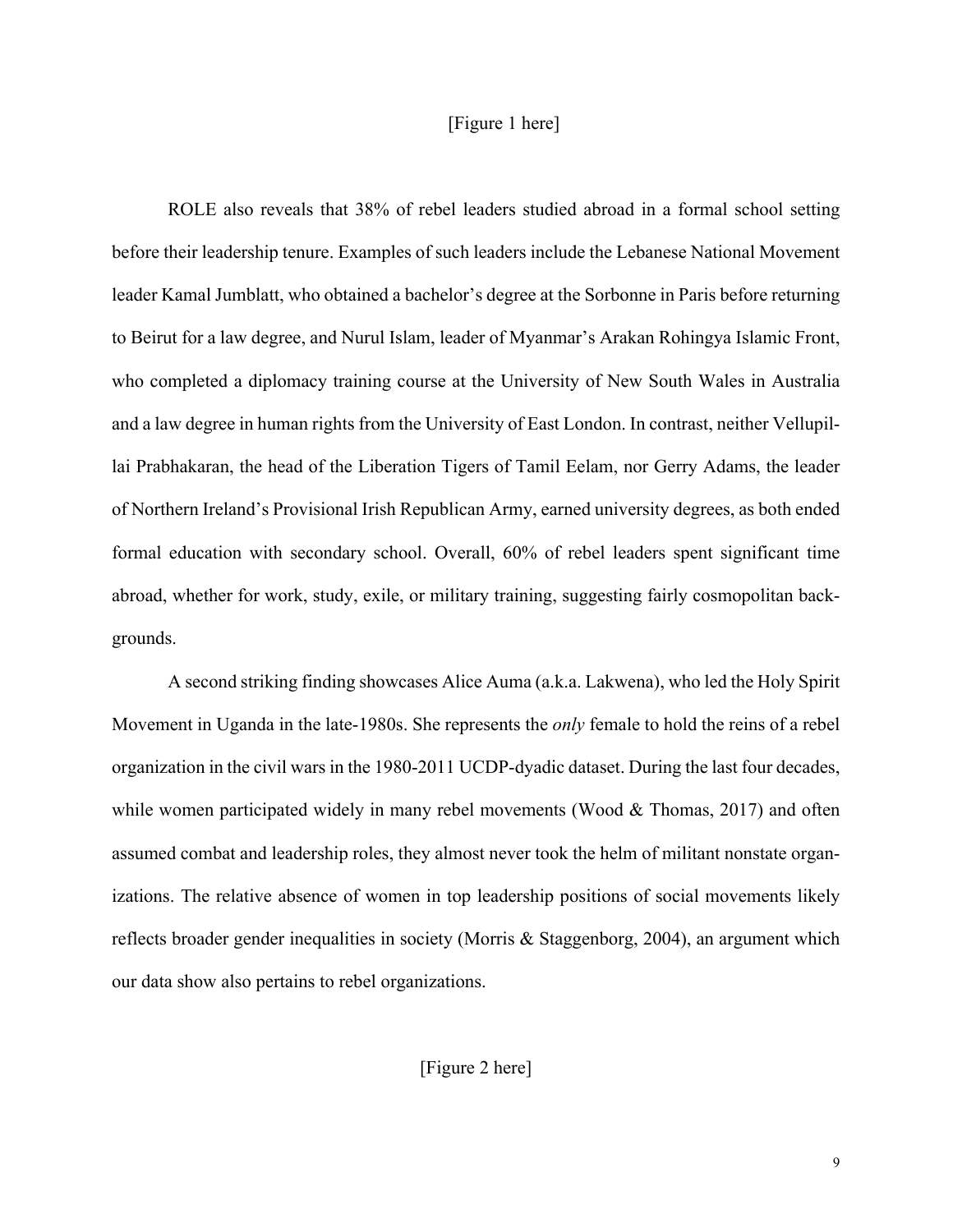[Figure 1 here]

ROLE also reveals that 38% of rebel leaders studied abroad in a formal school setting before their leadership tenure. Examples of such leaders include the Lebanese National Movement leader Kamal Jumblatt, who obtained a bachelor's degree at the Sorbonne in Paris before returning to Beirut for a law degree, and Nurul Islam, leader of Myanmar's Arakan Rohingya Islamic Front, who completed a diplomacy training course at the University of New South Wales in Australia and a law degree in human rights from the University of East London. In contrast, neither Vellupillai Prabhakaran, the head of the Liberation Tigers of Tamil Eelam, nor Gerry Adams, the leader of Northern Ireland's Provisional Irish Republican Army, earned university degrees, as both ended formal education with secondary school. Overall, 60% of rebel leaders spent significant time abroad, whether for work, study, exile, or military training, suggesting fairly cosmopolitan backgrounds.

A second striking finding showcases Alice Auma (a.k.a. Lakwena), who led the Holy Spirit Movement in Uganda in the late-1980s. She represents the *only* female to hold the reins of a rebel organization in the civil wars in the 1980-2011 UCDP-dyadic dataset. During the last four decades, while women participated widely in many rebel movements (Wood & Thomas, 2017) and often assumed combat and leadership roles, they almost never took the helm of militant nonstate organizations. The relative absence of women in top leadership positions of social movements likely reflects broader gender inequalities in society (Morris & Staggenborg, 2004), an argument which our data show also pertains to rebel organizations.

[Figure 2 here]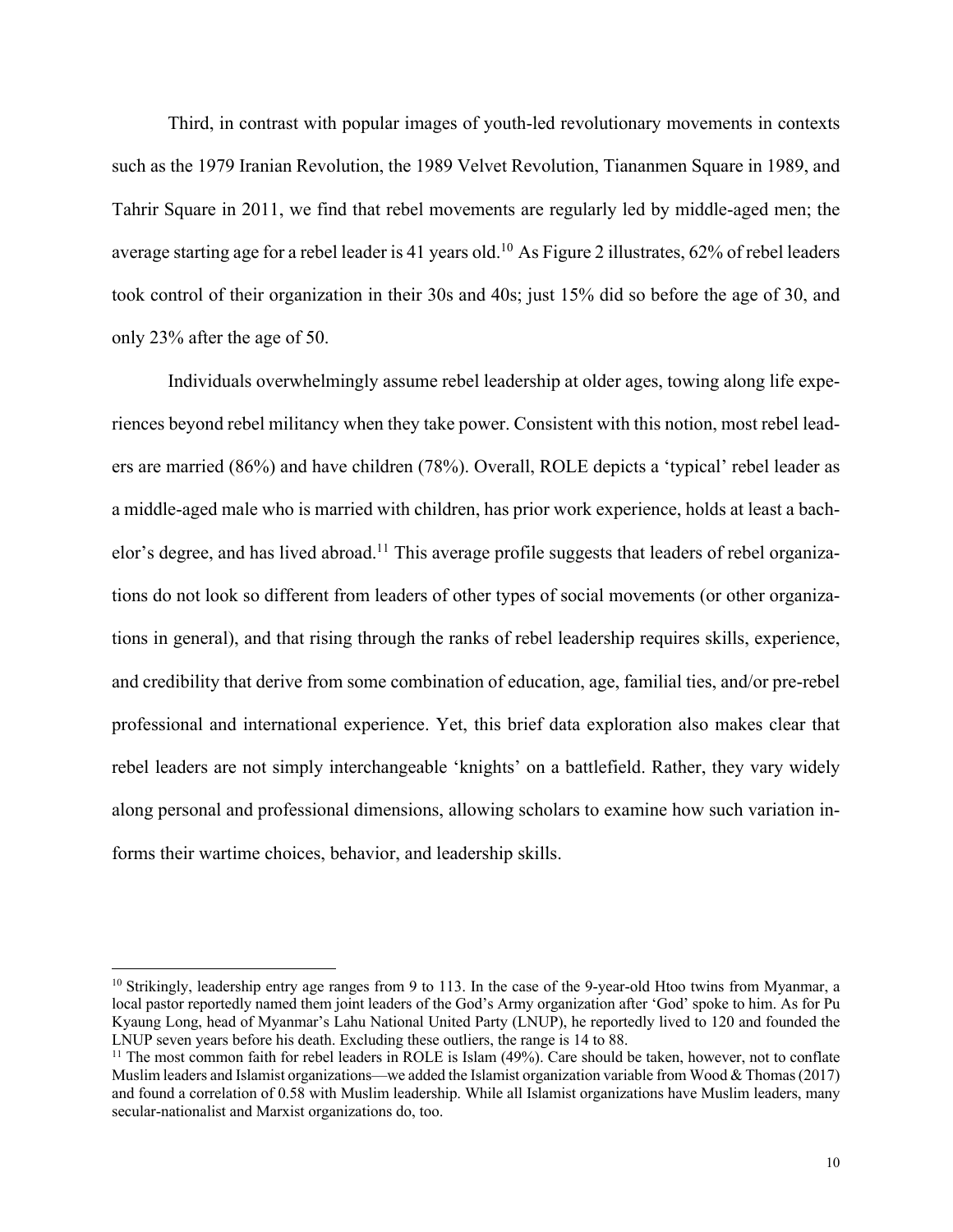Third, in contrast with popular images of youth-led revolutionary movements in contexts such as the 1979 Iranian Revolution, the 1989 Velvet Revolution, Tiananmen Square in 1989, and Tahrir Square in 2011, we find that rebel movements are regularly led by middle-aged men; the average starting age for a rebel leader is 41 years old.[10] As Figure 2 illustrates, 62% of rebel leaders took control of their organization in their 30s and 40s; just 15% did so before the age of 30, and only 23% after the age of 50.

Individuals overwhelmingly assume rebel leadership at older ages, towing along life experiences beyond rebel militancy when they take power. Consistent with this notion, most rebel leaders are married (86%) and have children (78%). Overall, ROLE depicts a 'typical' rebel leader as a middle-aged male who is married with children, has prior work experience, holds at least a bachelor's degree, and has lived abroad.[11] This average profile suggests that leaders of rebel organizations do not look so different from leaders of other types of social movements (or other organizations in general), and that rising through the ranks of rebel leadership requires skills, experience, and credibility that derive from some combination of education, age, familial ties, and/or pre-rebel professional and international experience. Yet, this brief data exploration also makes clear that rebel leaders are not simply interchangeable 'knights' on a battlefield. Rather, they vary widely along personal and professional dimensions, allowing scholars to examine how such variation informs their wartime choices, behavior, and leadership skills.

[10] Strikingly, leadership entry age ranges from 9 to 113. In the case of the 9-year-old Htoo twins from Myanmar, a local pastor reportedly named them joint leaders of the God's Army organization after 'God' spoke to him. As for Pu Kyaung Long, head of Myanmar's Lahu National United Party (LNUP), he reportedly lived to 120 and founded the LNUP seven years before his death. Excluding these outliers, the range is 14 to 88.

[11] The most common faith for rebel leaders in ROLE is Islam (49%). Care should be taken, however, not to conflate Muslim leaders and Islamist organizations—we added the Islamist organization variable from Wood & Thomas (2017) and found a correlation of 0.58 with Muslim leadership. While all Islamist organizations have Muslim leaders, many secular-nationalist and Marxist organizations do, too.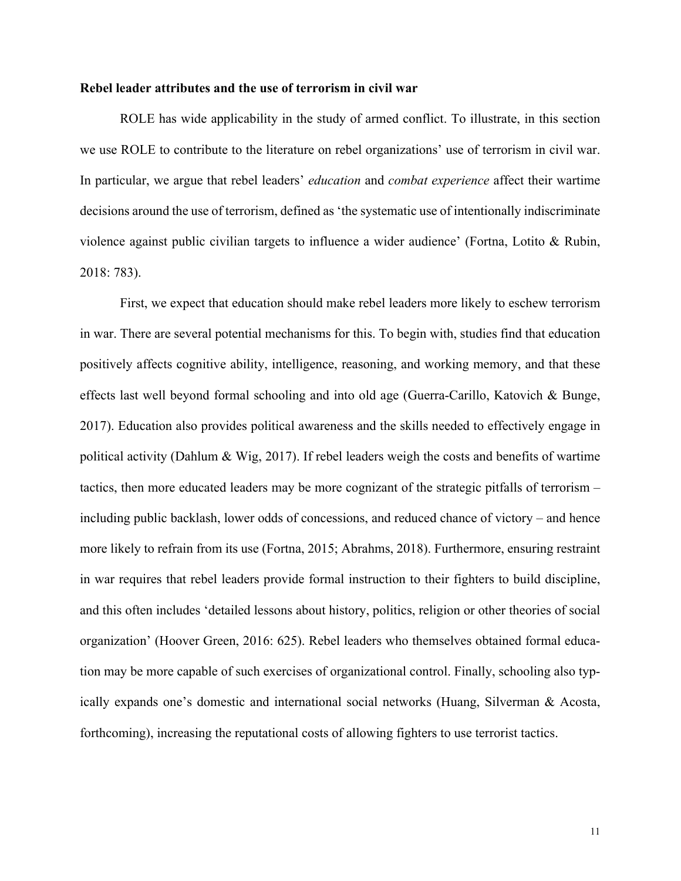**Rebel leader attributes and the use of terrorism in civil war**

ROLE has wide applicability in the study of armed conflict. To illustrate, in this section we use ROLE to contribute to the literature on rebel organizations' use of terrorism in civil war. In particular, we argue that rebel leaders' *education* and *combat experience* affect their wartime decisions around the use of terrorism, defined as 'the systematic use of intentionally indiscriminate violence against public civilian targets to influence a wider audience' (Fortna, Lotito & Rubin, 2018: 783).

First, we expect that education should make rebel leaders more likely to eschew terrorism in war. There are several potential mechanisms for this. To begin with, studies find that education positively affects cognitive ability, intelligence, reasoning, and working memory, and that these effects last well beyond formal schooling and into old age (Guerra-Carillo, Katovich & Bunge, 2017). Education also provides political awareness and the skills needed to effectively engage in political activity (Dahlum & Wig, 2017). If rebel leaders weigh the costs and benefits of wartime tactics, then more educated leaders may be more cognizant of the strategic pitfalls of terrorism – including public backlash, lower odds of concessions, and reduced chance of victory – and hence more likely to refrain from its use (Fortna, 2015; Abrahms, 2018). Furthermore, ensuring restraint in war requires that rebel leaders provide formal instruction to their fighters to build discipline, and this often includes 'detailed lessons about history, politics, religion or other theories of social organization' (Hoover Green, 2016: 625). Rebel leaders who themselves obtained formal education may be more capable of such exercises of organizational control. Finally, schooling also typically expands one's domestic and international social networks (Huang, Silverman & Acosta, forthcoming), increasing the reputational costs of allowing fighters to use terrorist tactics.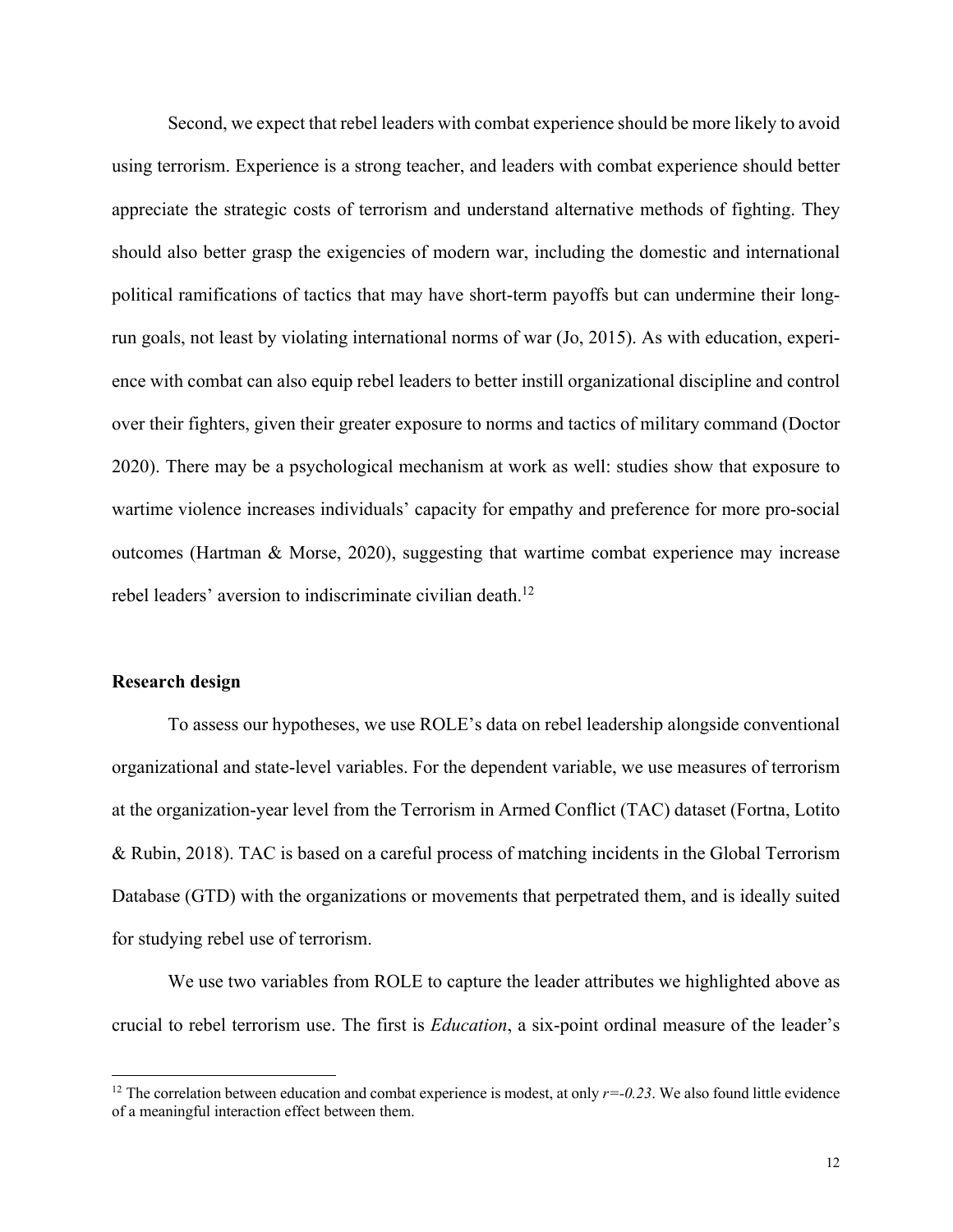Second, we expect that rebel leaders with combat experience should be more likely to avoid using terrorism. Experience is a strong teacher, and leaders with combat experience should better appreciate the strategic costs of terrorism and understand alternative methods of fighting. They should also better grasp the exigencies of modern war, including the domestic and international political ramifications of tactics that may have short-term payoffs but can undermine their long-run goals, not least by violating international norms of war (Jo, 2015). As with education, experience with combat can also equip rebel leaders to better instill organizational discipline and control over their fighters, given their greater exposure to norms and tactics of military command (Doctor 2020). There may be a psychological mechanism at work as well: studies show that exposure to wartime violence increases individuals' capacity for empathy and preference for more pro-social outcomes (Hartman & Morse, 2020), suggesting that wartime combat experience may increase rebel leaders' aversion to indiscriminate civilian death.[12]

## Research design

To assess our hypotheses, we use ROLE's data on rebel leadership alongside conventional organizational and state-level variables. For the dependent variable, we use measures of terrorism at the organization-year level from the Terrorism in Armed Conflict (TAC) dataset (Fortna, Lotito & Rubin, 2018). TAC is based on a careful process of matching incidents in the Global Terrorism Database (GTD) with the organizations or movements that perpetrated them, and is ideally suited for studying rebel use of terrorism.

We use two variables from ROLE to capture the leader attributes we highlighted above as crucial to rebel terrorism use. The first is *Education*, a six-point ordinal measure of the leader's

[12] The correlation between education and combat experience is modest, at only $r=-0.23$. We also found little evidence of a meaningful interaction effect between them.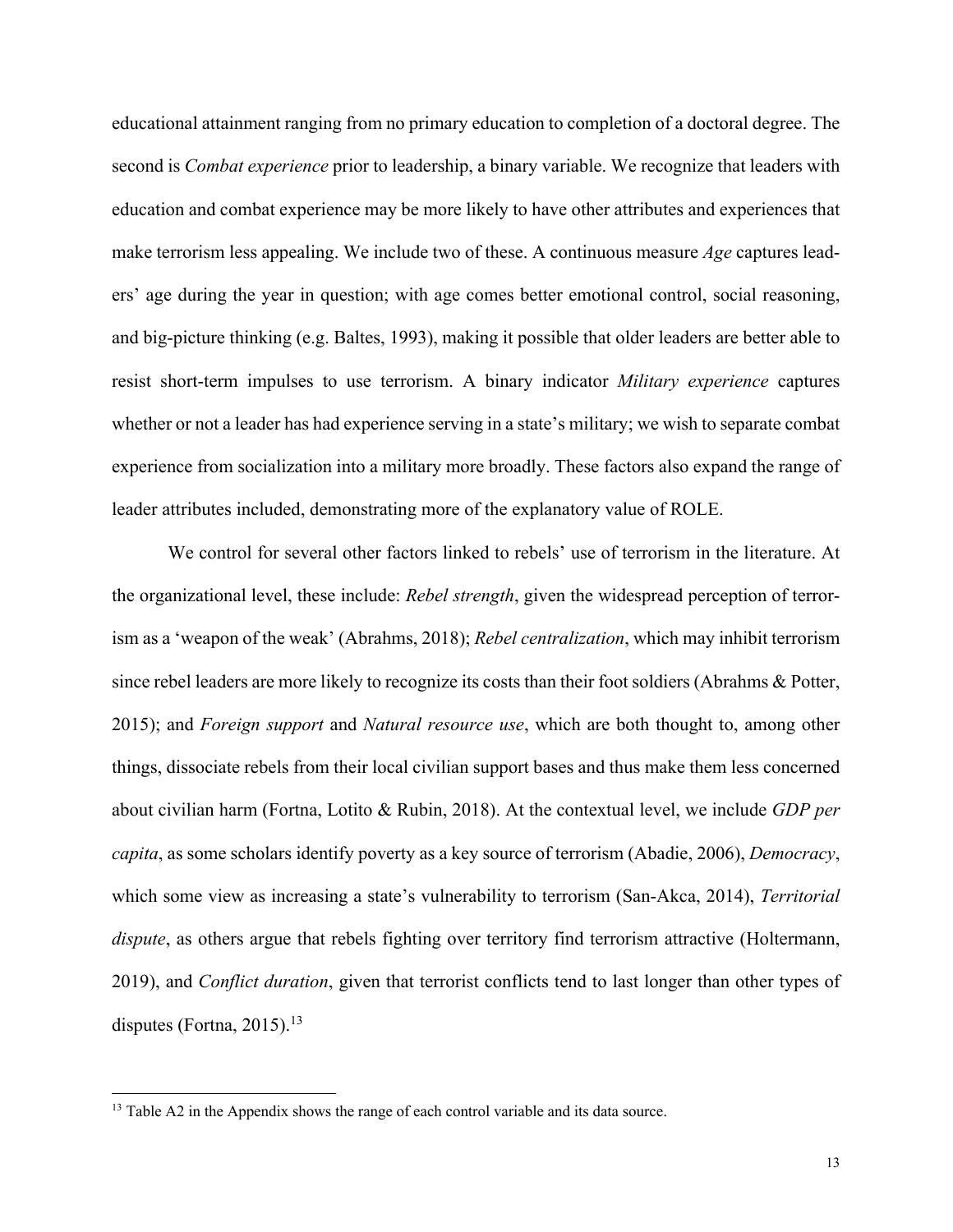educational attainment ranging from no primary education to completion of a doctoral degree. The second is *Combat experience* prior to leadership, a binary variable. We recognize that leaders with education and combat experience may be more likely to have other attributes and experiences that make terrorism less appealing. We include two of these. A continuous measure *Age* captures leaders' age during the year in question; with age comes better emotional control, social reasoning, and big-picture thinking (e.g. Baltes, 1993), making it possible that older leaders are better able to resist short-term impulses to use terrorism. A binary indicator *Military experience* captures whether or not a leader has had experience serving in a state's military; we wish to separate combat experience from socialization into a military more broadly. These factors also expand the range of leader attributes included, demonstrating more of the explanatory value of ROLE.

We control for several other factors linked to rebels' use of terrorism in the literature. At the organizational level, these include: *Rebel strength*, given the widespread perception of terrorism as a 'weapon of the weak' (Abrahms, 2018); *Rebel centralization*, which may inhibit terrorism since rebel leaders are more likely to recognize its costs than their foot soldiers (Abrahms & Potter, 2015); and *Foreign support* and *Natural resource use*, which are both thought to, among other things, dissociate rebels from their local civilian support bases and thus make them less concerned about civilian harm (Fortna, Lotito & Rubin, 2018). At the contextual level, we include *GDP per capita*, as some scholars identify poverty as a key source of terrorism (Abadie, 2006), *Democracy*, which some view as increasing a state's vulnerability to terrorism (San-Akca, 2014), *Territorial dispute*, as others argue that rebels fighting over territory find terrorism attractive (Holtermann, 2019), and *Conflict duration*, given that terrorist conflicts tend to last longer than other types of disputes (Fortna, 2015).[13]

[13] Table A2 in the Appendix shows the range of each control variable and its data source.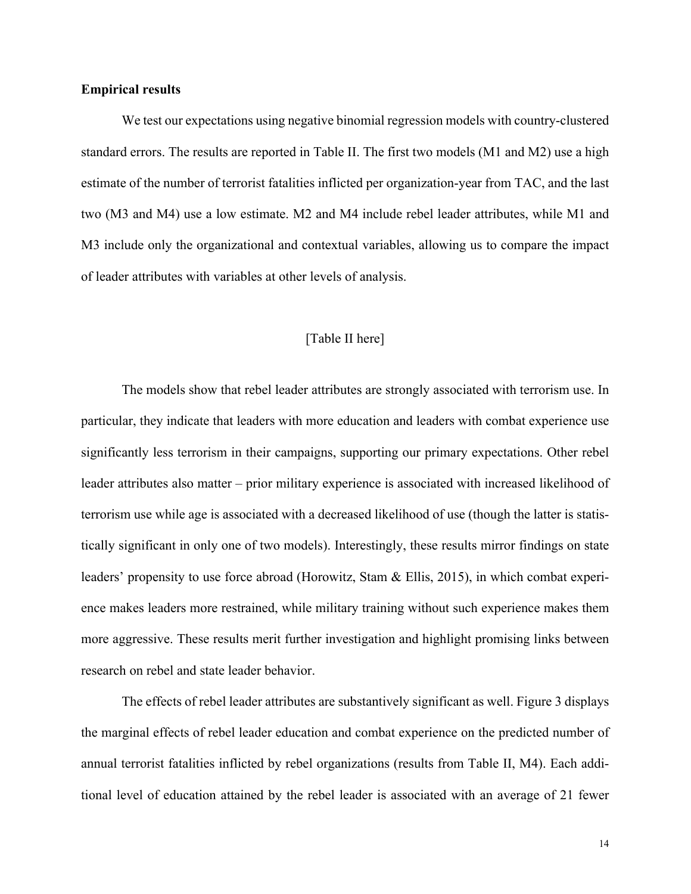**Empirical results**

We test our expectations using negative binomial regression models with country-clustered standard errors. The results are reported in Table II. The first two models (M1 and M2) use a high estimate of the number of terrorist fatalities inflicted per organization-year from TAC, and the last two (M3 and M4) use a low estimate. M2 and M4 include rebel leader attributes, while M1 and M3 include only the organizational and contextual variables, allowing us to compare the impact of leader attributes with variables at other levels of analysis.

[Table II here]

The models show that rebel leader attributes are strongly associated with terrorism use. In particular, they indicate that leaders with more education and leaders with combat experience use significantly less terrorism in their campaigns, supporting our primary expectations. Other rebel leader attributes also matter – prior military experience is associated with increased likelihood of terrorism use while age is associated with a decreased likelihood of use (though the latter is statistically significant in only one of two models). Interestingly, these results mirror findings on state leaders' propensity to use force abroad (Horowitz, Stam & Ellis, 2015), in which combat experience makes leaders more restrained, while military training without such experience makes them more aggressive. These results merit further investigation and highlight promising links between research on rebel and state leader behavior.

The effects of rebel leader attributes are substantively significant as well. Figure 3 displays the marginal effects of rebel leader education and combat experience on the predicted number of annual terrorist fatalities inflicted by rebel organizations (results from Table II, M4). Each additional level of education attained by the rebel leader is associated with an average of 21 fewer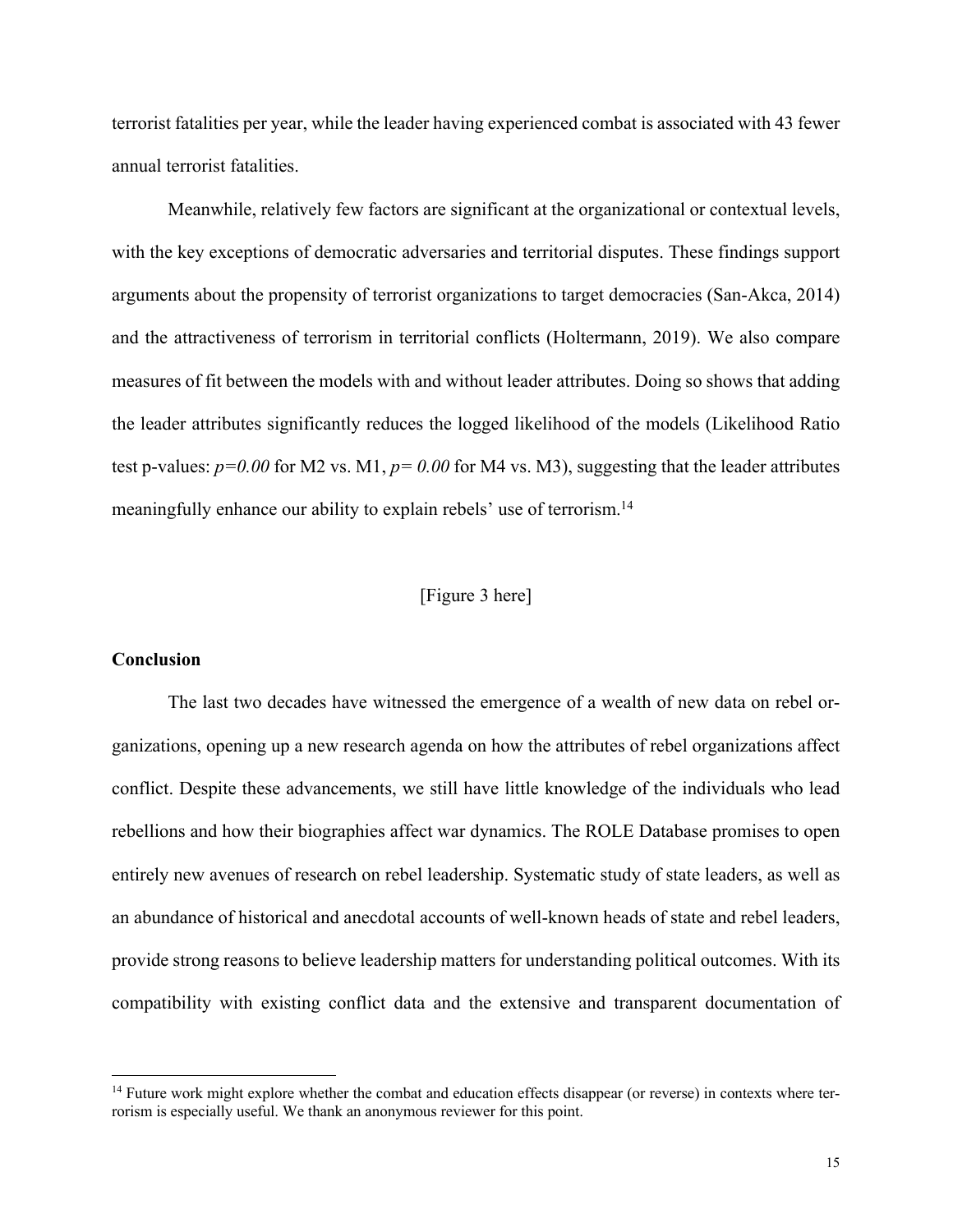terrorist fatalities per year, while the leader having experienced combat is associated with 43 fewer annual terrorist fatalities.

Meanwhile, relatively few factors are significant at the organizational or contextual levels, with the key exceptions of democratic adversaries and territorial disputes. These findings support arguments about the propensity of terrorist organizations to target democracies (San-Akca, 2014) and the attractiveness of terrorism in territorial conflicts (Holtermann, 2019). We also compare measures of fit between the models with and without leader attributes. Doing so shows that adding the leader attributes significantly reduces the logged likelihood of the models (Likelihood Ratio test p-values: *p=0.00* for M2 vs. M1, *p= 0.00* for M4 vs. M3), suggesting that the leader attributes meaningfully enhance our ability to explain rebels' use of terrorism.[14]

[Figure 3 here]

## Conclusion

The last two decades have witnessed the emergence of a wealth of new data on rebel organizations, opening up a new research agenda on how the attributes of rebel organizations affect conflict. Despite these advancements, we still have little knowledge of the individuals who lead rebellions and how their biographies affect war dynamics. The ROLE Database promises to open entirely new avenues of research on rebel leadership. Systematic study of state leaders, as well as an abundance of historical and anecdotal accounts of well-known heads of state and rebel leaders, provide strong reasons to believe leadership matters for understanding political outcomes. With its compatibility with existing conflict data and the extensive and transparent documentation of

[14] Future work might explore whether the combat and education effects disappear (or reverse) in contexts where terrorism is especially useful. We thank an anonymous reviewer for this point.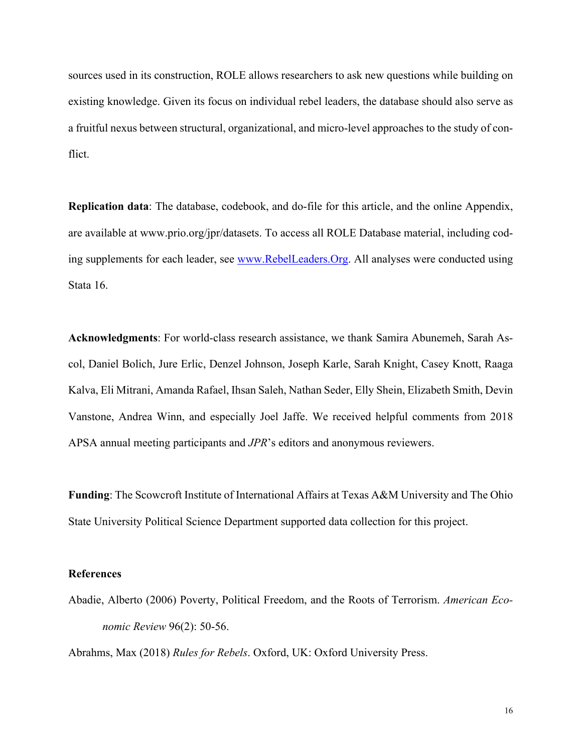sources used in its construction, ROLE allows researchers to ask new questions while building on existing knowledge. Given its focus on individual rebel leaders, the database should also serve as a fruitful nexus between structural, organizational, and micro-level approaches to the study of conflict.

**Replication data**: The database, codebook, and do-file for this article, and the online Appendix, are available at www.prio.org/jpr/datasets. To access all ROLE Database material, including coding supplements for each leader, see [www.RebelLeaders.Org](http://www.RebelLeaders.Org). All analyses were conducted using Stata 16.

**Acknowledgments**: For world-class research assistance, we thank Samira Abunemeh, Sarah Ascol, Daniel Bolich, Jure Erlic, Denzel Johnson, Joseph Karle, Sarah Knight, Casey Knott, Raaga Kalva, Eli Mitrani, Amanda Rafael, Ihsan Saleh, Nathan Seder, Elly Shein, Elizabeth Smith, Devin Vanstone, Andrea Winn, and especially Joel Jaffe. We received helpful comments from 2018 APSA annual meeting participants and *JPR*'s editors and anonymous reviewers.

**Funding**: The Scowcroft Institute of International Affairs at Texas A&M University and The Ohio State University Political Science Department supported data collection for this project.

**References**

Abadie, Alberto (2006) Poverty, Political Freedom, and the Roots of Terrorism. *American Economic Review* 96(2): 50-56.

Abrahms, Max (2018) *Rules for Rebels*. Oxford, UK: Oxford University Press.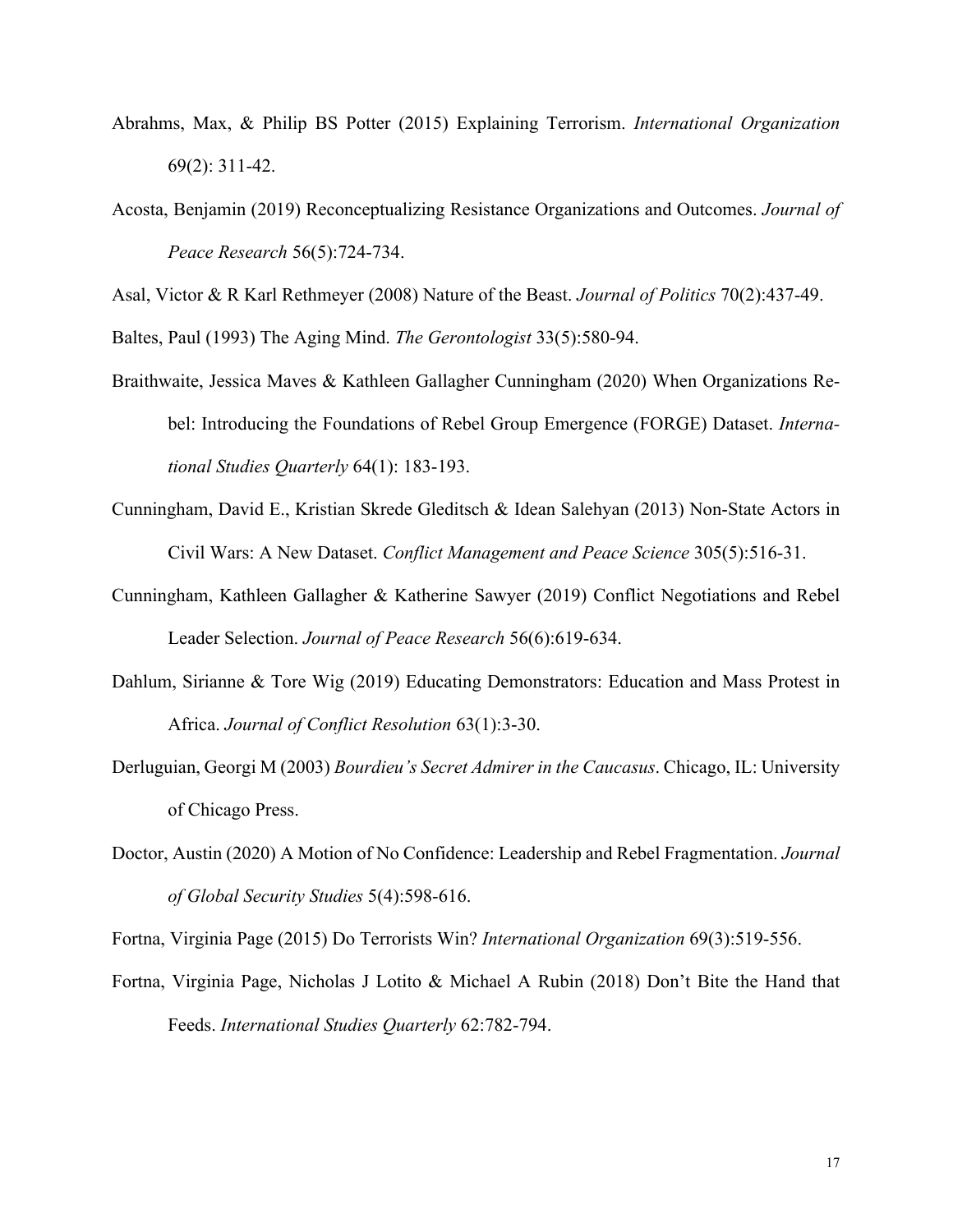Abrahms, Max, & Philip BS Potter (2015) Explaining Terrorism. *International Organization* 69(2): 311-42.

Acosta, Benjamin (2019) Reconceptualizing Resistance Organizations and Outcomes. *Journal of Peace Research* 56(5):724-734.

Asal, Victor & R Karl Rethmeyer (2008) Nature of the Beast. *Journal of Politics* 70(2):437-49.

Baltes, Paul (1993) The Aging Mind. *The Gerontologist* 33(5):580-94.

Braithwaite, Jessica Maves & Kathleen Gallagher Cunningham (2020) When Organizations Rebel: Introducing the Foundations of Rebel Group Emergence (FORGE) Dataset. *International Studies Quarterly* 64(1): 183-193.

Cunningham, David E., Kristian Skrede Gleditsch & Idean Salehyan (2013) Non-State Actors in Civil Wars: A New Dataset. *Conflict Management and Peace Science* 305(5):516-31.

Cunningham, Kathleen Gallagher & Katherine Sawyer (2019) Conflict Negotiations and Rebel Leader Selection. *Journal of Peace Research* 56(6):619-634.

Dahlum, Sirianne & Tore Wig (2019) Educating Demonstrators: Education and Mass Protest in Africa. *Journal of Conflict Resolution* 63(1):3-30.

Derluguian, Georgi M (2003) *Bourdieu's Secret Admirer in the Caucasus*. Chicago, IL: University of Chicago Press.

Doctor, Austin (2020) A Motion of No Confidence: Leadership and Rebel Fragmentation. *Journal of Global Security Studies* 5(4):598-616.

Fortna, Virginia Page (2015) Do Terrorists Win? *International Organization* 69(3):519-556.

Fortna, Virginia Page, Nicholas J Lotito & Michael A Rubin (2018) Don't Bite the Hand that Feeds. *International Studies Quarterly* 62:782-794.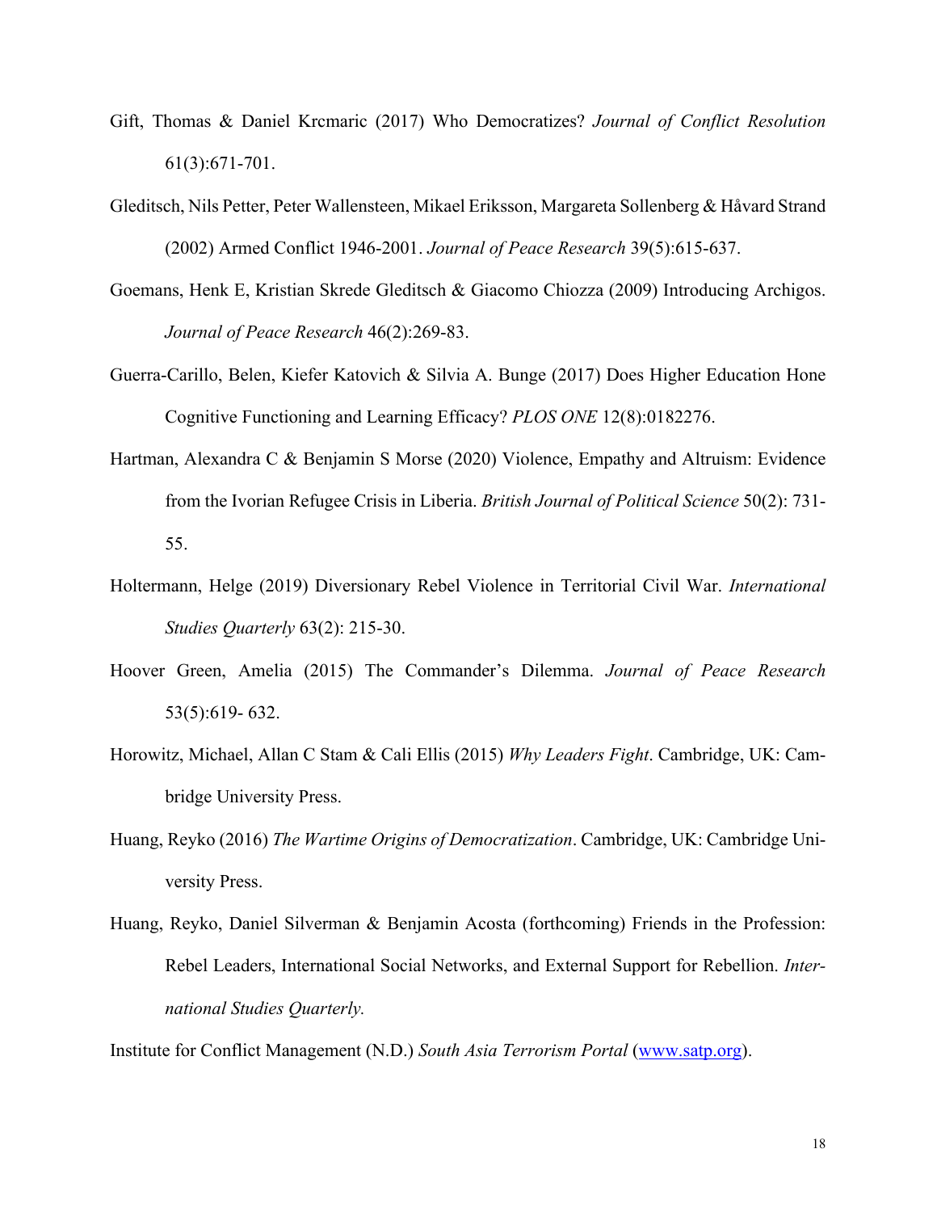Gift, Thomas & Daniel Krcmaric (2017) Who Democratizes? *Journal of Conflict Resolution* 61(3):671-701.

Gleditsch, Nils Petter, Peter Wallensteen, Mikael Eriksson, Margareta Sollenberg & Håvard Strand (2002) Armed Conflict 1946-2001. *Journal of Peace Research* 39(5):615-637.

Goemans, Henk E, Kristian Skrede Gleditsch & Giacomo Chiozza (2009) Introducing Archigos. *Journal of Peace Research* 46(2):269-83.

Guerra-Carillo, Belen, Kiefer Katovich & Silvia A. Bunge (2017) Does Higher Education Hone Cognitive Functioning and Learning Efficacy? *PLOS ONE* 12(8):0182276.

Hartman, Alexandra C & Benjamin S Morse (2020) Violence, Empathy and Altruism: Evidence from the Ivorian Refugee Crisis in Liberia. *British Journal of Political Science* 50(2): 731-55.

Holtermann, Helge (2019) Diversionary Rebel Violence in Territorial Civil War. *International Studies Quarterly* 63(2): 215-30.

Hoover Green, Amelia (2015) The Commander's Dilemma. *Journal of Peace Research* 53(5):619- 632.

Horowitz, Michael, Allan C Stam & Cali Ellis (2015) *Why Leaders Fight*. Cambridge, UK: Cambridge University Press.

Huang, Reyko (2016) *The Wartime Origins of Democratization*. Cambridge, UK: Cambridge University Press.

Huang, Reyko, Daniel Silverman & Benjamin Acosta (forthcoming) Friends in the Profession: Rebel Leaders, International Social Networks, and External Support for Rebellion. *International Studies Quarterly.*

Institute for Conflict Management (N.D.) *South Asia Terrorism Portal* (www.satp.org).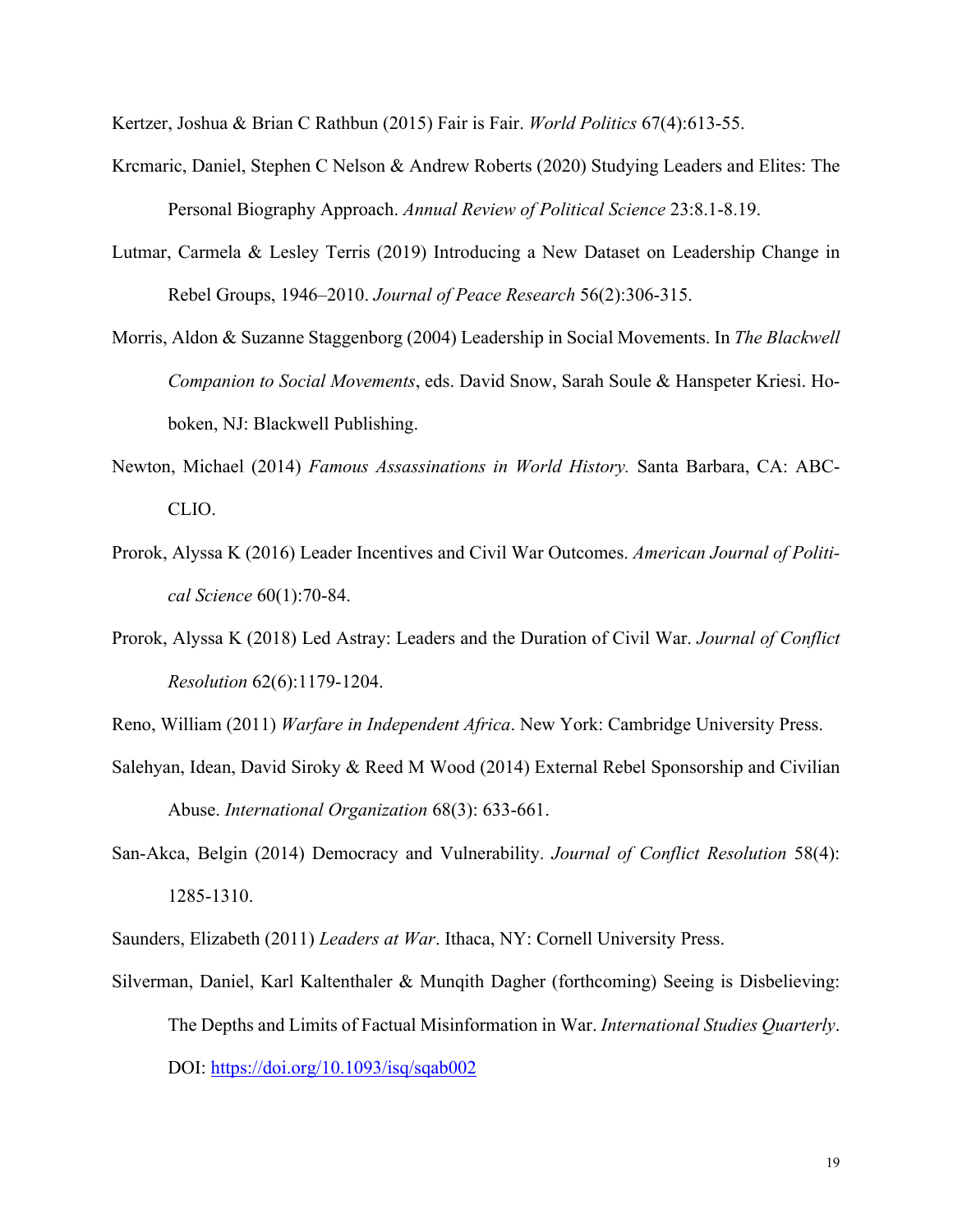Kertzer, Joshua & Brian C Rathbun (2015) Fair is Fair. *World Politics* 67(4):613-55.

Krcmaric, Daniel, Stephen C Nelson & Andrew Roberts (2020) Studying Leaders and Elites: The Personal Biography Approach. *Annual Review of Political Science* 23:8.1-8.19.

Lutmar, Carmela & Lesley Terris (2019) Introducing a New Dataset on Leadership Change in Rebel Groups, 1946–2010. *Journal of Peace Research* 56(2):306-315.

Morris, Aldon & Suzanne Staggenborg (2004) Leadership in Social Movements. In *The Blackwell Companion to Social Movements*, eds. David Snow, Sarah Soule & Hanspeter Kriesi. Hoboken, NJ: Blackwell Publishing.

Newton, Michael (2014) *Famous Assassinations in World History.* Santa Barbara, CA: ABC-CLIO.

Prorok, Alyssa K (2016) Leader Incentives and Civil War Outcomes. *American Journal of Political Science* 60(1):70-84.

Prorok, Alyssa K (2018) Led Astray: Leaders and the Duration of Civil War. *Journal of Conflict Resolution* 62(6):1179-1204.

Reno, William (2011) *Warfare in Independent Africa*. New York: Cambridge University Press.

Salehyan, Idean, David Siroky & Reed M Wood (2014) External Rebel Sponsorship and Civilian Abuse. *International Organization* 68(3): 633-661.

San-Akca, Belgin (2014) Democracy and Vulnerability. *Journal of Conflict Resolution* 58(4): 1285-1310.

Saunders, Elizabeth (2011) *Leaders at War*. Ithaca, NY: Cornell University Press.

Silverman, Daniel, Karl Kaltenthaler & Munqith Dagher (forthcoming) Seeing is Disbelieving: The Depths and Limits of Factual Misinformation in War. *International Studies Quarterly*. DOI: https://doi.org/10.1093/isq/sqab002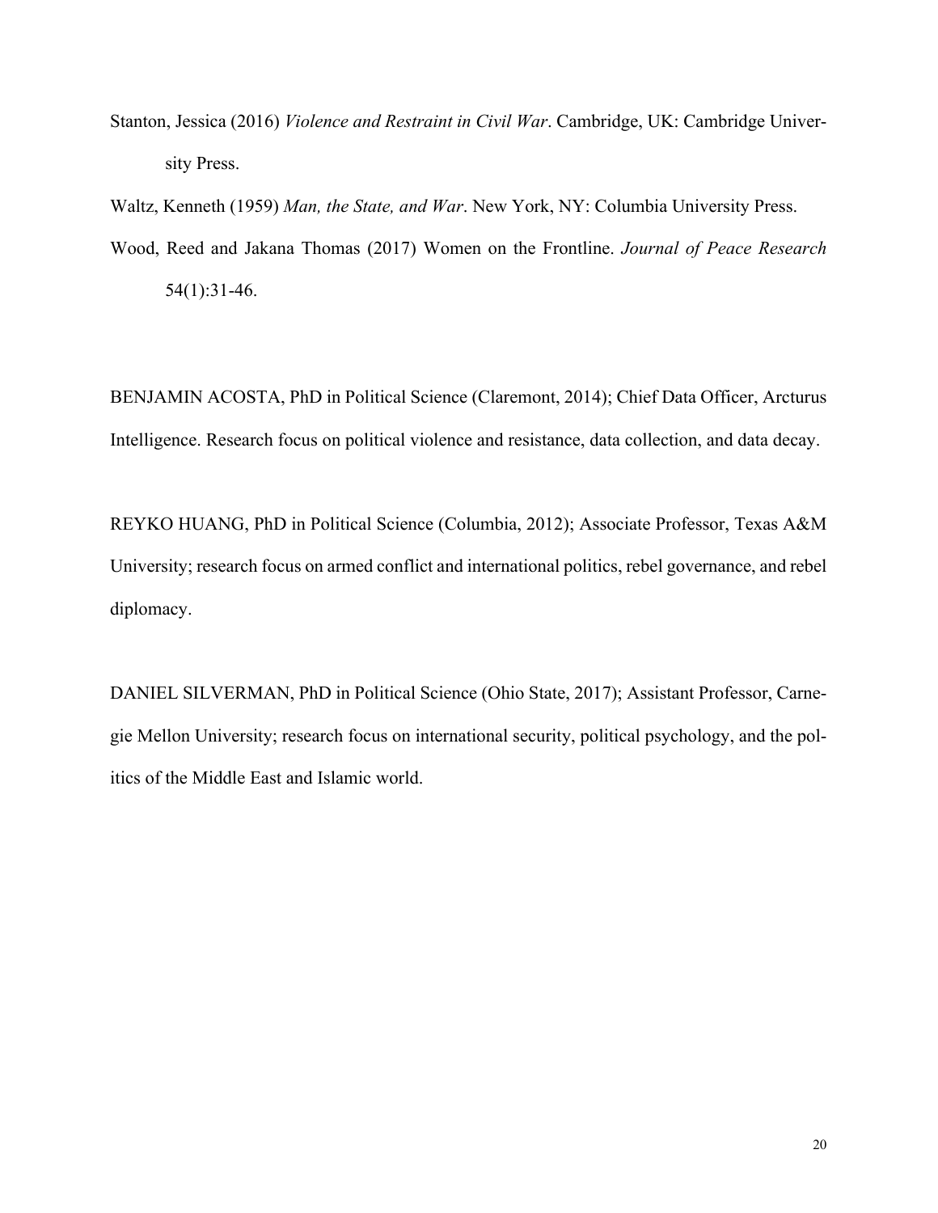Stanton, Jessica (2016) *Violence and Restraint in Civil War*. Cambridge, UK: Cambridge University Press.

Waltz, Kenneth (1959) *Man, the State, and War*. New York, NY: Columbia University Press.

Wood, Reed and Jakana Thomas (2017) Women on the Frontline. *Journal of Peace Research* 54(1):31-46.

BENJAMIN ACOSTA, PhD in Political Science (Claremont, 2014); Chief Data Officer, Arcturus Intelligence. Research focus on political violence and resistance, data collection, and data decay.

REYKO HUANG, PhD in Political Science (Columbia, 2012); Associate Professor, Texas A&M University; research focus on armed conflict and international politics, rebel governance, and rebel diplomacy.

DANIEL SILVERMAN, PhD in Political Science (Ohio State, 2017); Assistant Professor, Carnegie Mellon University; research focus on international security, political psychology, and the politics of the Middle East and Islamic world.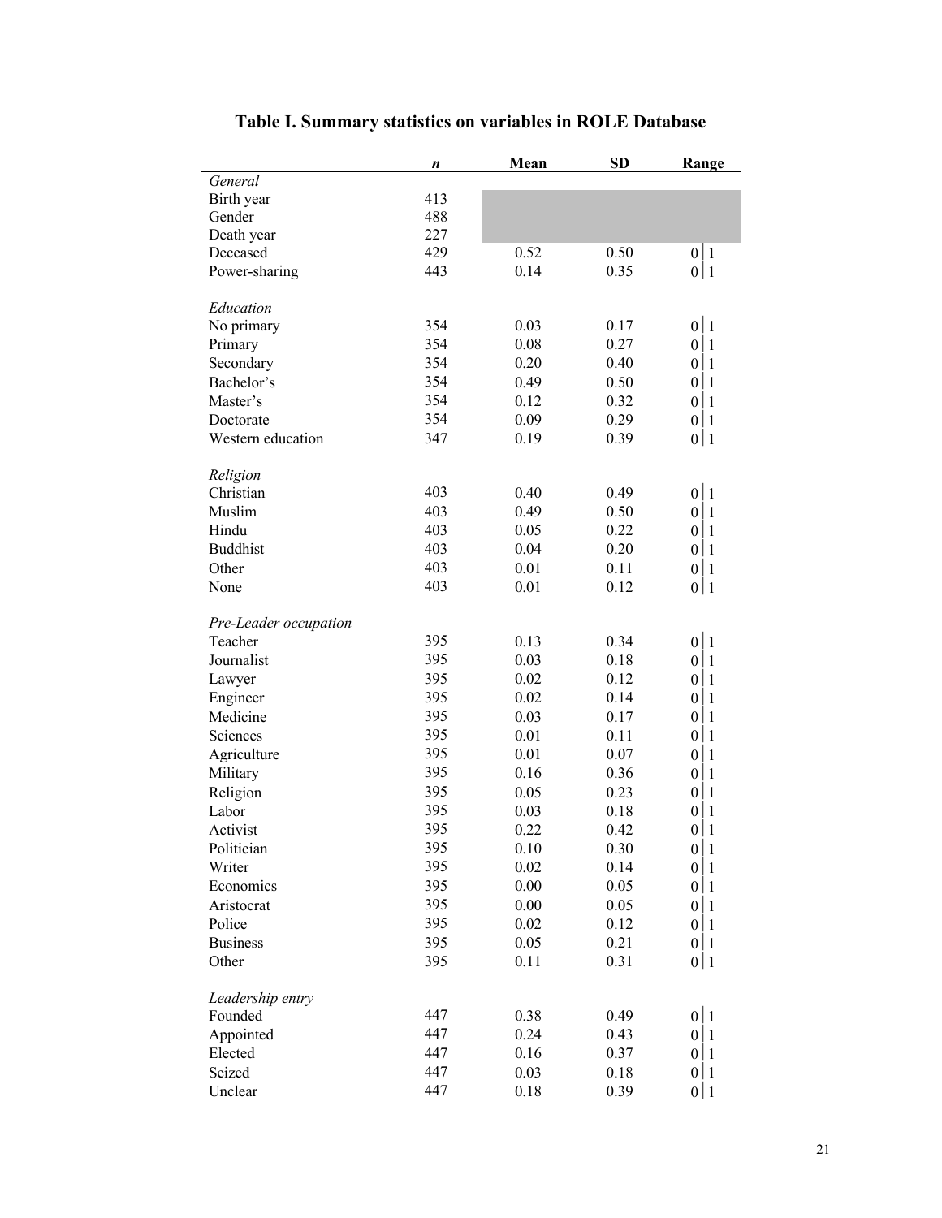**Table I. Summary statistics on variables in ROLE Database**

| | *n* | Mean | SD | Range |
|---|---|---|---|---|
| *General* | | | | |
| Birth year | 413 | | | |
| Gender | 488 | | | |
| Death year | 227 | | | |
| Deceased | 429 | 0.52 | 0.50 | 0 \| 1 |
| Power-sharing | 443 | 0.14 | 0.35 | 0 \| 1 |
| | | | | |
| *Education* | | | | |
| No primary | 354 | 0.03 | 0.17 | 0 \| 1 |
| Primary | 354 | 0.08 | 0.27 | 0 \| 1 |
| Secondary | 354 | 0.20 | 0.40 | 0 \| 1 |
| Bachelor's | 354 | 0.49 | 0.50 | 0 \| 1 |
| Master's | 354 | 0.12 | 0.32 | 0 \| 1 |
| Doctorate | 354 | 0.09 | 0.29 | 0 \| 1 |
| Western education | 347 | 0.19 | 0.39 | 0 \| 1 |
| | | | | |
| *Religion* | | | | |
| Christian | 403 | 0.40 | 0.49 | 0 \| 1 |
| Muslim | 403 | 0.49 | 0.50 | 0 \| 1 |
| Hindu | 403 | 0.05 | 0.22 | 0 \| 1 |
| Buddhist | 403 | 0.04 | 0.20 | 0 \| 1 |
| Other | 403 | 0.01 | 0.11 | 0 \| 1 |
| None | 403 | 0.01 | 0.12 | 0 \| 1 |
| | | | | |
| *Pre-Leader occupation* | | | | |
| Teacher | 395 | 0.13 | 0.34 | 0 \| 1 |
| Journalist | 395 | 0.03 | 0.18 | 0 \| 1 |
| Lawyer | 395 | 0.02 | 0.12 | 0 \| 1 |
| Engineer | 395 | 0.02 | 0.14 | 0 \| 1 |
| Medicine | 395 | 0.03 | 0.17 | 0 \| 1 |
| Sciences | 395 | 0.01 | 0.11 | 0 \| 1 |
| Agriculture | 395 | 0.01 | 0.07 | 0 \| 1 |
| Military | 395 | 0.16 | 0.36 | 0 \| 1 |
| Religion | 395 | 0.05 | 0.23 | 0 \| 1 |
| Labor | 395 | 0.03 | 0.18 | 0 \| 1 |
| Activist | 395 | 0.22 | 0.42 | 0 \| 1 |
| Politician | 395 | 0.10 | 0.30 | 0 \| 1 |
| Writer | 395 | 0.02 | 0.14 | 0 \| 1 |
| Economics | 395 | 0.00 | 0.05 | 0 \| 1 |
| Aristocrat | 395 | 0.00 | 0.05 | 0 \| 1 |
| Police | 395 | 0.02 | 0.12 | 0 \| 1 |
| Business | 395 | 0.05 | 0.21 | 0 \| 1 |
| Other | 395 | 0.11 | 0.31 | 0 \| 1 |
| | | | | |
| *Leadership entry* | | | | |
| Founded | 447 | 0.38 | 0.49 | 0 \| 1 |
| Appointed | 447 | 0.24 | 0.43 | 0 \| 1 |
| Elected | 447 | 0.16 | 0.37 | 0 \| 1 |
| Seized | 447 | 0.03 | 0.18 | 0 \| 1 |
| Unclear | 447 | 0.18 | 0.39 | 0 \| 1 |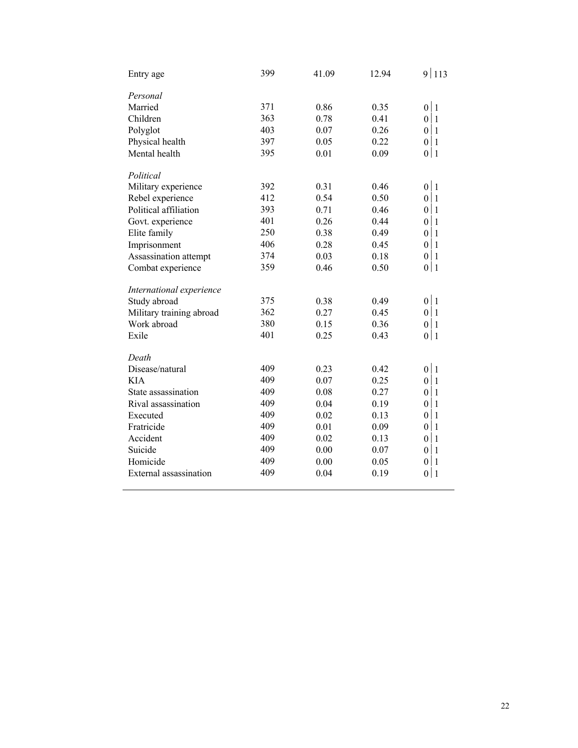| | | | | |
|---|---|---|---|---|
| Entry age | 399 | 41.09 | 12.94 | 9 \| 113 |
| *Personal* | | | | |
| Married | 371 | 0.86 | 0.35 | 0 \| 1 |
| Children | 363 | 0.78 | 0.41 | 0 \| 1 |
| Polyglot | 403 | 0.07 | 0.26 | 0 \| 1 |
| Physical health | 397 | 0.05 | 0.22 | 0 \| 1 |
| Mental health | 395 | 0.01 | 0.09 | 0 \| 1 |
| *Political* | | | | |
| Military experience | 392 | 0.31 | 0.46 | 0 \| 1 |
| Rebel experience | 412 | 0.54 | 0.50 | 0 \| 1 |
| Political affiliation | 393 | 0.71 | 0.46 | 0 \| 1 |
| Govt. experience | 401 | 0.26 | 0.44 | 0 \| 1 |
| Elite family | 250 | 0.38 | 0.49 | 0 \| 1 |
| Imprisonment | 406 | 0.28 | 0.45 | 0 \| 1 |
| Assassination attempt | 374 | 0.03 | 0.18 | 0 \| 1 |
| Combat experience | 359 | 0.46 | 0.50 | 0 \| 1 |
| *International experience* | | | | |
| Study abroad | 375 | 0.38 | 0.49 | 0 \| 1 |
| Military training abroad | 362 | 0.27 | 0.45 | 0 \| 1 |
| Work abroad | 380 | 0.15 | 0.36 | 0 \| 1 |
| Exile | 401 | 0.25 | 0.43 | 0 \| 1 |
| *Death* | | | | |
| Disease/natural | 409 | 0.23 | 0.42 | 0 \| 1 |
| KIA | 409 | 0.07 | 0.25 | 0 \| 1 |
| State assassination | 409 | 0.08 | 0.27 | 0 \| 1 |
| Rival assassination | 409 | 0.04 | 0.19 | 0 \| 1 |
| Executed | 409 | 0.02 | 0.13 | 0 \| 1 |
| Fratricide | 409 | 0.01 | 0.09 | 0 \| 1 |
| Accident | 409 | 0.02 | 0.13 | 0 \| 1 |
| Suicide | 409 | 0.00 | 0.07 | 0 \| 1 |
| Homicide | 409 | 0.00 | 0.05 | 0 \| 1 |
| External assassination | 409 | 0.04 | 0.19 | 0 \| 1 |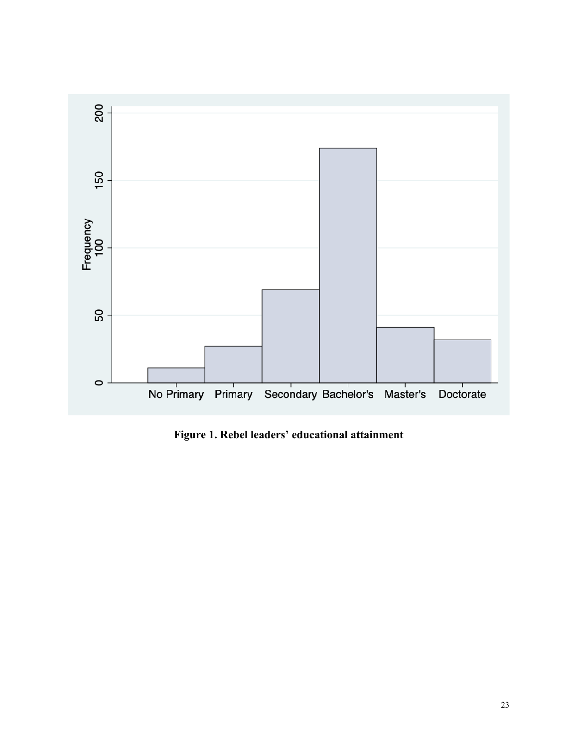**Figure 1. Rebel leaders' educational attainment**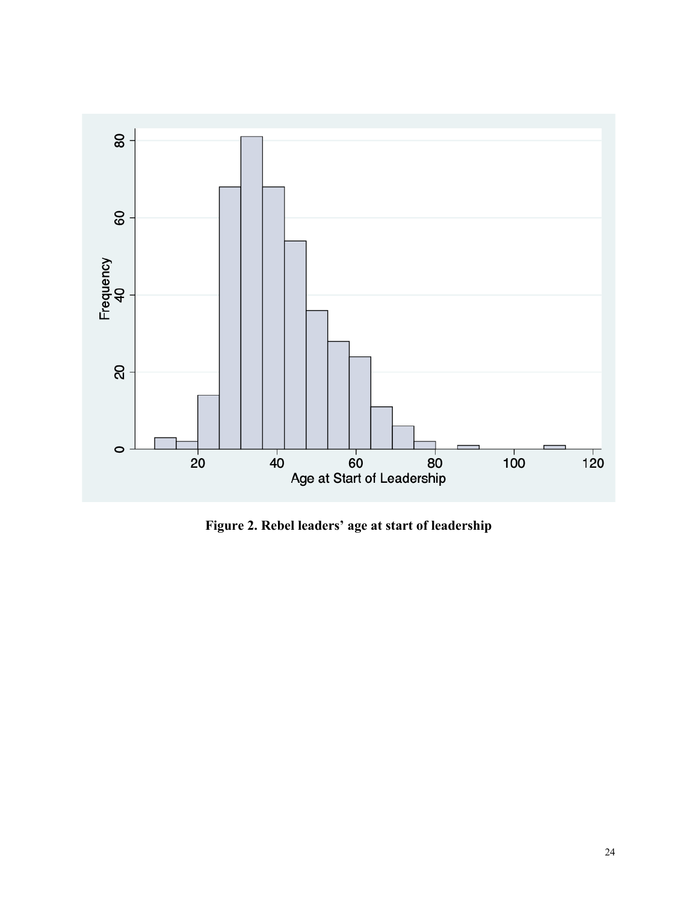**Figure 2. Rebel leaders' age at start of leadership**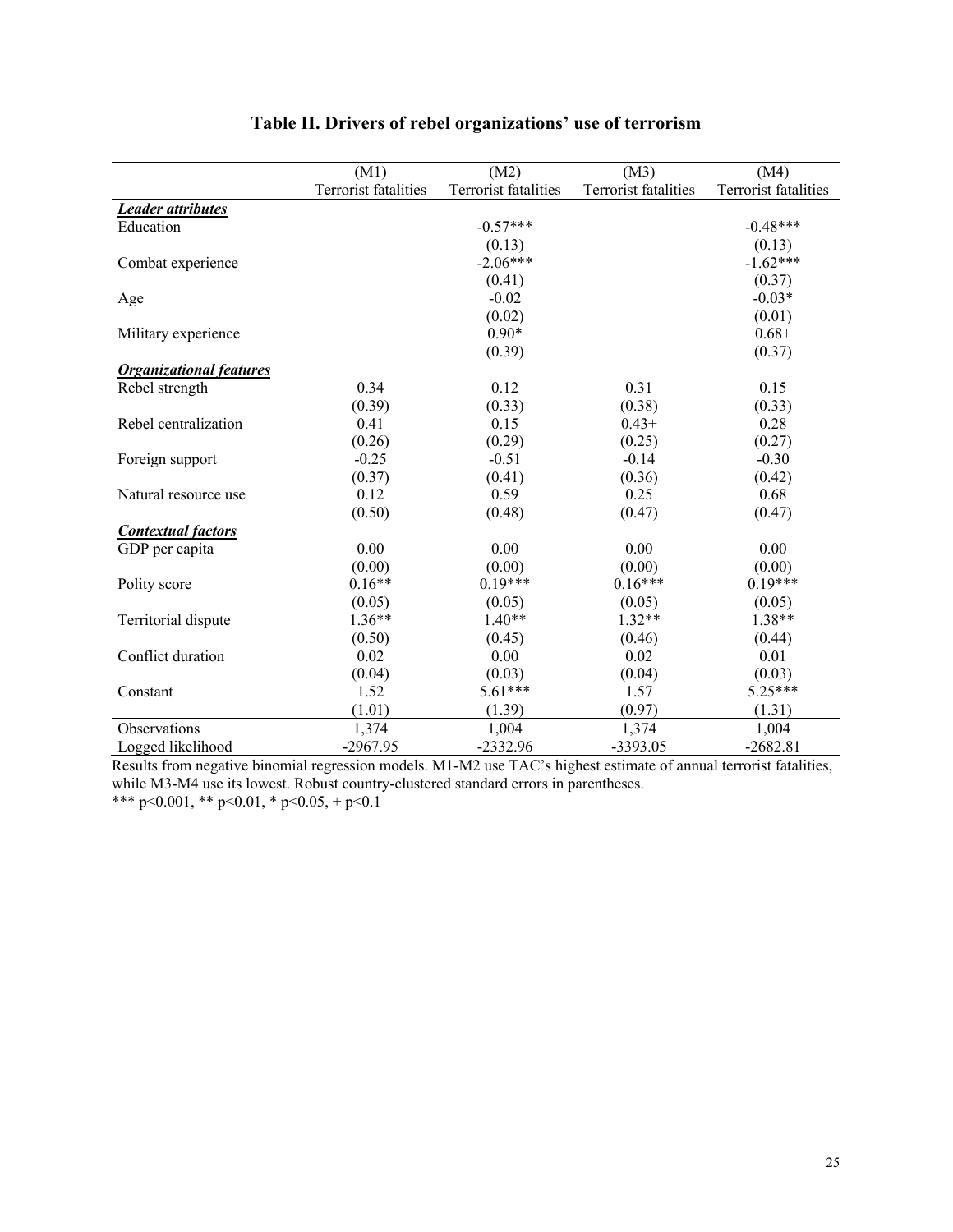## Table II. Drivers of rebel organizations' use of terrorism

| | (M1) Terrorist fatalities | (M2) Terrorist fatalities | (M3) Terrorist fatalities | (M4) Terrorist fatalities |
|---|---|---|---|---|
| ***Leader attributes*** | | | | |
| Education | | -0.57*** | | -0.48*** |
| | | (0.13) | | (0.13) |
| Combat experience | | -2.06*** | | -1.62*** |
| | | (0.41) | | (0.37) |
| Age | | -0.02 | | -0.03* |
| | | (0.02) | | (0.01) |
| Military experience | | 0.90* | | 0.68+ |
| | | (0.39) | | (0.37) |
| ***Organizational features*** | | | | |
| Rebel strength | 0.34 | 0.12 | 0.31 | 0.15 |
| | (0.39) | (0.33) | (0.38) | (0.33) |
| Rebel centralization | 0.41 | 0.15 | 0.43+ | 0.28 |
| | (0.26) | (0.29) | (0.25) | (0.27) |
| Foreign support | -0.25 | -0.51 | -0.14 | -0.30 |
| | (0.37) | (0.41) | (0.36) | (0.42) |
| Natural resource use | 0.12 | 0.59 | 0.25 | 0.68 |
| | (0.50) | (0.48) | (0.47) | (0.47) |
| ***Contextual factors*** | | | | |
| GDP per capita | 0.00 | 0.00 | 0.00 | 0.00 |
| | (0.00) | (0.00) | (0.00) | (0.00) |
| Polity score | 0.16** | 0.19*** | 0.16*** | 0.19*** |
| | (0.05) | (0.05) | (0.05) | (0.05) |
| Territorial dispute | 1.36** | 1.40** | 1.32** | 1.38** |
| | (0.50) | (0.45) | (0.46) | (0.44) |
| Conflict duration | 0.02 | 0.00 | 0.02 | 0.01 |
| | (0.04) | (0.03) | (0.04) | (0.03) |
| Constant | 1.52 | 5.61*** | 1.57 | 5.25*** |
| | (1.01) | (1.39) | (0.97) | (1.31) |
| Observations | 1,374 | 1,004 | 1,374 | 1,004 |
| Logged likelihood | -2967.95 | -2332.96 | -3393.05 | -2682.81 |

Results from negative binomial regression models. M1-M2 use TAC's highest estimate of annual terrorist fatalities, while M3-M4 use its lowest. Robust country-clustered standard errors in parentheses.
*** $p<0.001$, ** $p<0.01$, * $p<0.05$, + $p<0.1$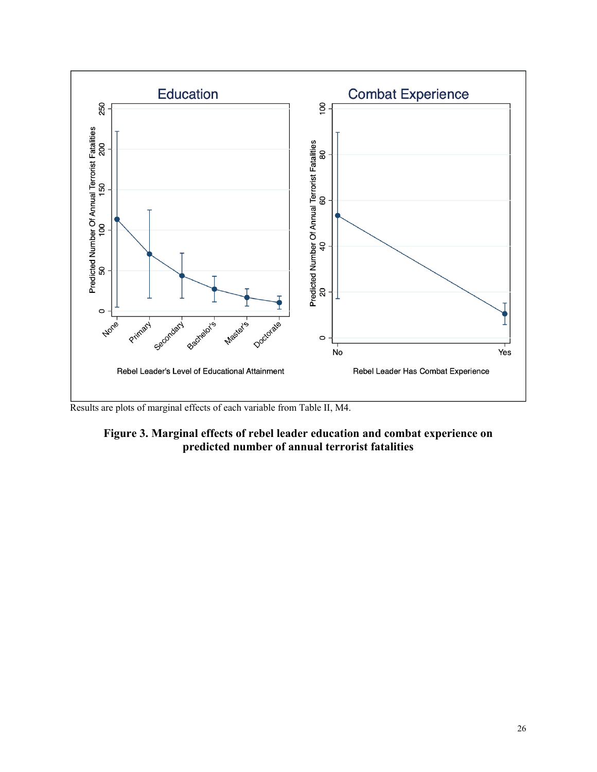Education

Predicted Number Of Annual Terrorist Fatalities

0
50
100
150
200
250

None
Primary
Secondary
Bachelor's
Master's
Doctorate

Rebel Leader's Level of Educational Attainment

Combat Experience

Predicted Number Of Annual Terrorist Fatalities

0
20
40
60
80
100

No
Yes

Rebel Leader Has Combat Experience

Results are plots of marginal effects of each variable from Table II, M4.

**Figure 3. Marginal effects of rebel leader education and combat experience on predicted number of annual terrorist fatalities**